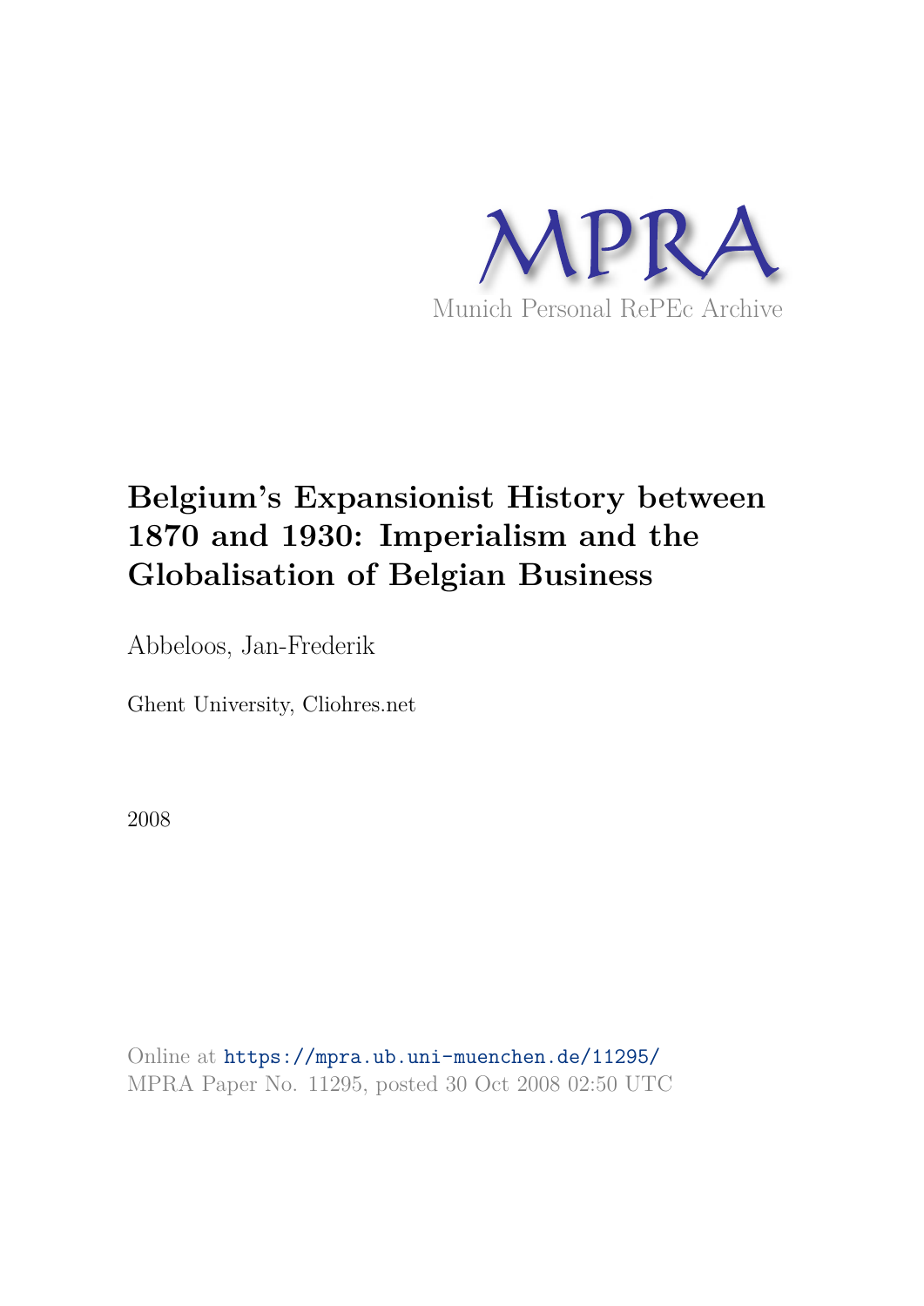MPRA

Munich Personal RePEc Archive

# Belgium's Expansionist History between 1870 and 1930: Imperialism and the Globalisation of Belgian Business

Abbeloos, Jan-Frederik

Ghent University, Cliohres.net

2008

Online at https://mpra.ub.uni-muenchen.de/11295/
MPRA Paper No. 11295, posted 30 Oct 2008 02:50 UTC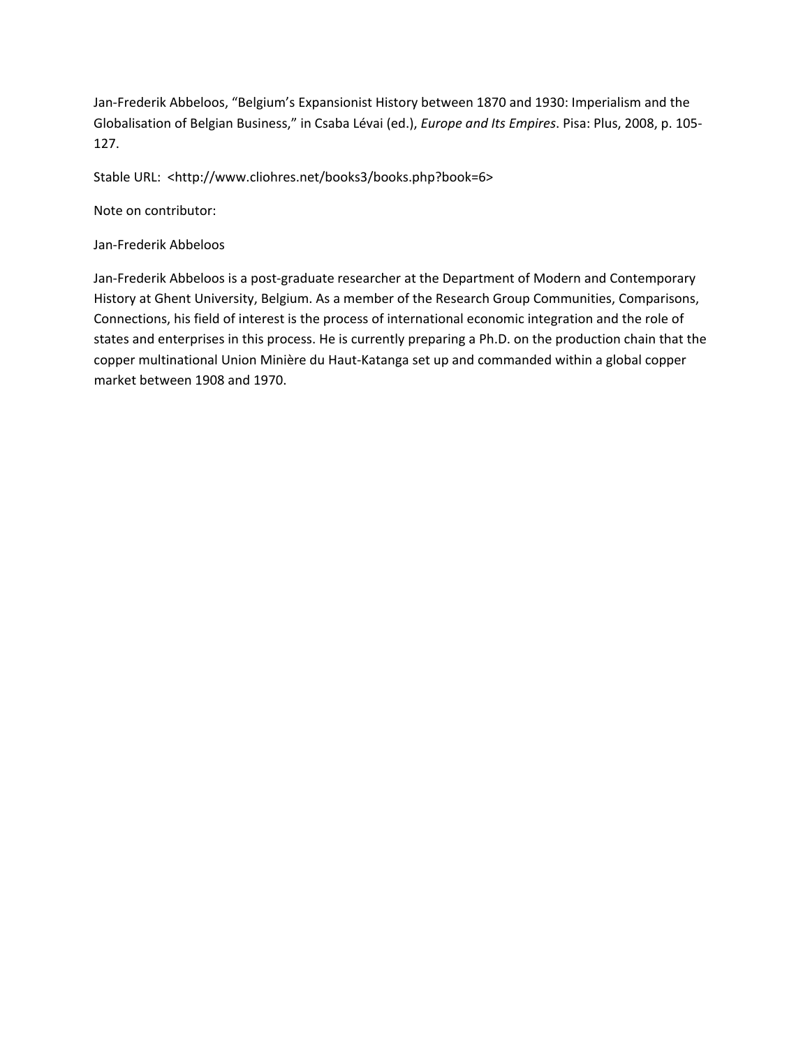Jan-Frederik Abbeloos, "Belgium's Expansionist History between 1870 and 1930: Imperialism and the Globalisation of Belgian Business," in Csaba Lévai (ed.), *Europe and Its Empires*. Pisa: Plus, 2008, p. 105-127.

Stable URL: <http://www.cliohres.net/books3/books.php?book=6>

Note on contributor:

Jan-Frederik Abbeloos

Jan-Frederik Abbeloos is a post-graduate researcher at the Department of Modern and Contemporary History at Ghent University, Belgium. As a member of the Research Group Communities, Comparisons, Connections, his field of interest is the process of international economic integration and the role of states and enterprises in this process. He is currently preparing a Ph.D. on the production chain that the copper multinational Union Minière du Haut-Katanga set up and commanded within a global copper market between 1908 and 1970.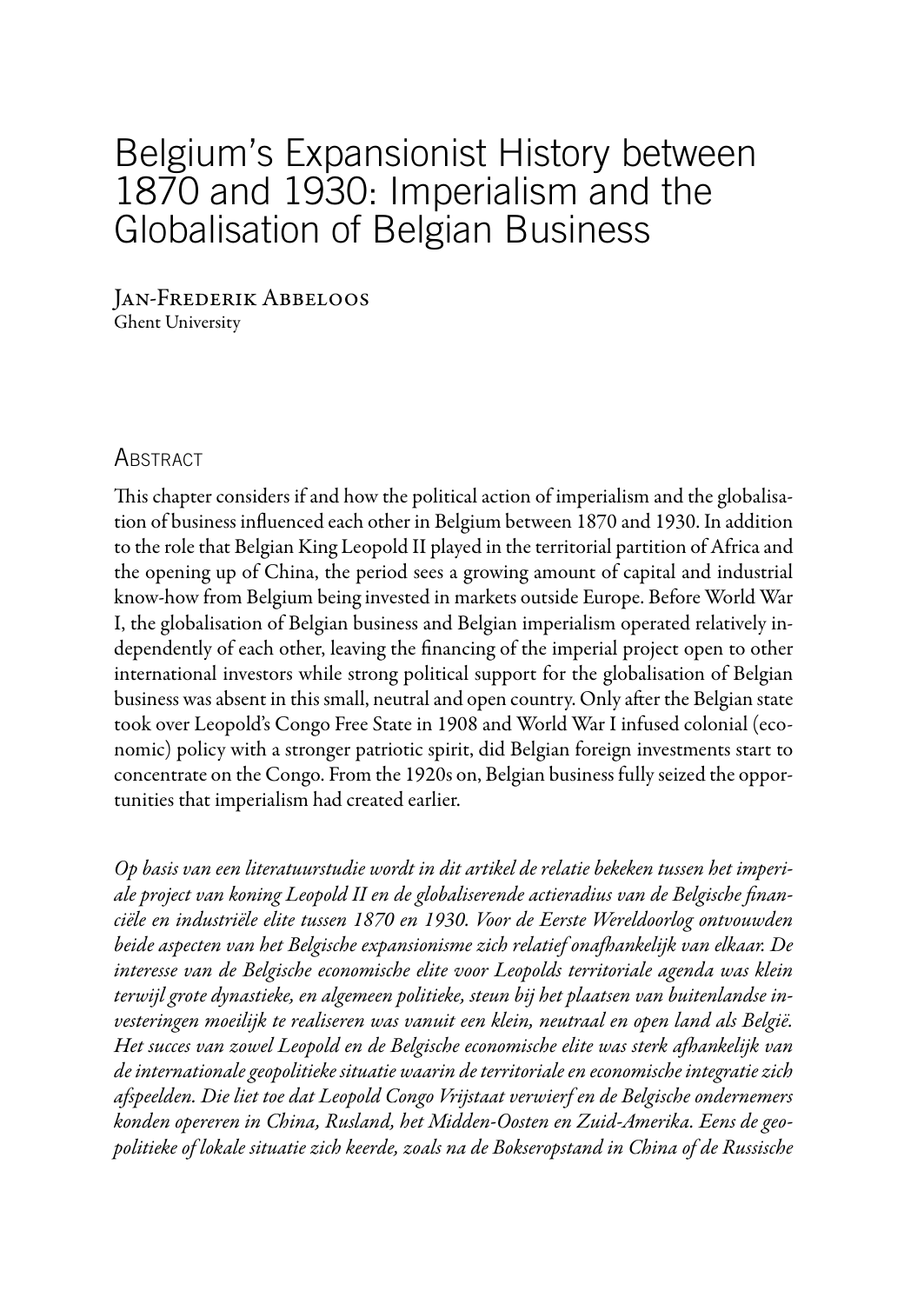# Belgium's Expansionist History between 1870 and 1930: Imperialism and the Globalisation of Belgian Business

Jan-Frederik Abbeloos
Ghent University

## Abstract

This chapter considers if and how the political action of imperialism and the globalisation of business influenced each other in Belgium between 1870 and 1930. In addition to the role that Belgian King Leopold II played in the territorial partition of Africa and the opening up of China, the period sees a growing amount of capital and industrial know-how from Belgium being invested in markets outside Europe. Before World War I, the globalisation of Belgian business and Belgian imperialism operated relatively independently of each other, leaving the financing of the imperial project open to other international investors while strong political support for the globalisation of Belgian business was absent in this small, neutral and open country. Only after the Belgian state took over Leopold's Congo Free State in 1908 and World War I infused colonial (economic) policy with a stronger patriotic spirit, did Belgian foreign investments start to concentrate on the Congo. From the 1920s on, Belgian business fully seized the opportunities that imperialism had created earlier.

*Op basis van een literatuurstudie wordt in dit artikel de relatie bekeken tussen het imperiale project van koning Leopold II en de globaliserende actieradius van de Belgische financiële en industriële elite tussen 1870 en 1930. Voor de Eerste Wereldoorlog ontvouwden beide aspecten van het Belgische expansionisme zich relatief onafhankelijk van elkaar. De interesse van de Belgische economische elite voor Leopolds territoriale agenda was klein terwijl grote dynastieke, en algemeen politieke, steun bij het plaatsen van buitenlandse investeringen moeilijk te realiseren was vanuit een klein, neutraal en open land als België. Het succes van zowel Leopold en de Belgische economische elite was sterk afhankelijk van de internationale geopolitieke situatie waarin de territoriale en economische integratie zich afspeelden. Die liet toe dat Leopold Congo Vrijstaat verwierf en de Belgische ondernemers konden opereren in China, Rusland, het Midden-Oosten en Zuid-Amerika. Eens de geopolitieke of lokale situatie zich keerde, zoals na de Bokseropstand in China of de Russische*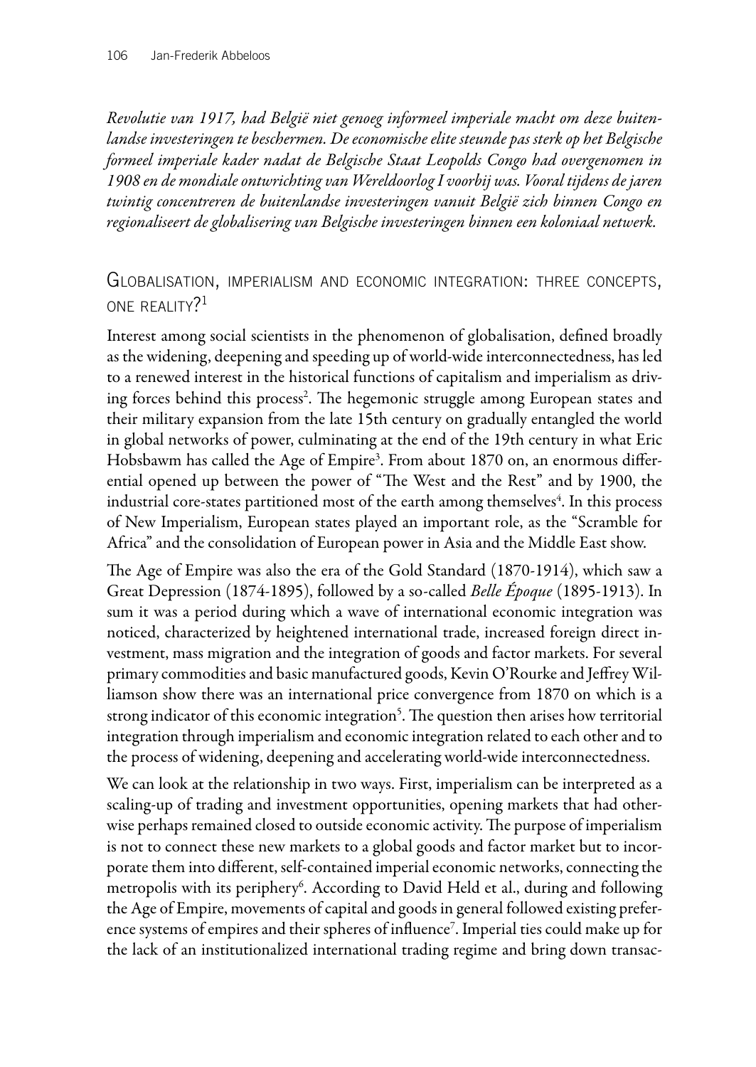*Revolutie van 1917, had België niet genoeg informeel imperiale macht om deze buitenlandse investeringen te beschermen. De economische elite steunde pas sterk op het Belgische formeel imperiale kader nadat de Belgische Staat Leopolds Congo had overgenomen in 1908 en de mondiale ontwrichting van Wereldoorlog I voorbij was. Vooral tijdens de jaren twintig concentreren de buitenlandse investeringen vanuit België zich binnen Congo en regionaliseert de globalisering van Belgische investeringen binnen een koloniaal netwerk.*

## Globalisation, imperialism and economic integration: three concepts, one reality?[1]

Interest among social scientists in the phenomenon of globalisation, defined broadly as the widening, deepening and speeding up of world-wide interconnectedness, has led to a renewed interest in the historical functions of capitalism and imperialism as driving forces behind this process[2]. The hegemonic struggle among European states and their military expansion from the late 15th century on gradually entangled the world in global networks of power, culminating at the end of the 19th century in what Eric Hobsbawm has called the Age of Empire[3]. From about 1870 on, an enormous differential opened up between the power of "The West and the Rest" and by 1900, the industrial core-states partitioned most of the earth among themselves[4]. In this process of New Imperialism, European states played an important role, as the "Scramble for Africa" and the consolidation of European power in Asia and the Middle East show.

The Age of Empire was also the era of the Gold Standard (1870-1914), which saw a Great Depression (1874-1895), followed by a so-called *Belle Époque* (1895-1913). In sum it was a period during which a wave of international economic integration was noticed, characterized by heightened international trade, increased foreign direct investment, mass migration and the integration of goods and factor markets. For several primary commodities and basic manufactured goods, Kevin O'Rourke and Jeffrey Williamson show there was an international price convergence from 1870 on which is a strong indicator of this economic integration[5]. The question then arises how territorial integration through imperialism and economic integration related to each other and to the process of widening, deepening and accelerating world-wide interconnectedness.

We can look at the relationship in two ways. First, imperialism can be interpreted as a scaling-up of trading and investment opportunities, opening markets that had otherwise perhaps remained closed to outside economic activity. The purpose of imperialism is not to connect these new markets to a global goods and factor market but to incorporate them into different, self-contained imperial economic networks, connecting the metropolis with its periphery[6]. According to David Held et al., during and following the Age of Empire, movements of capital and goods in general followed existing preference systems of empires and their spheres of influence[7]. Imperial ties could make up for the lack of an institutionalized international trading regime and bring down transac-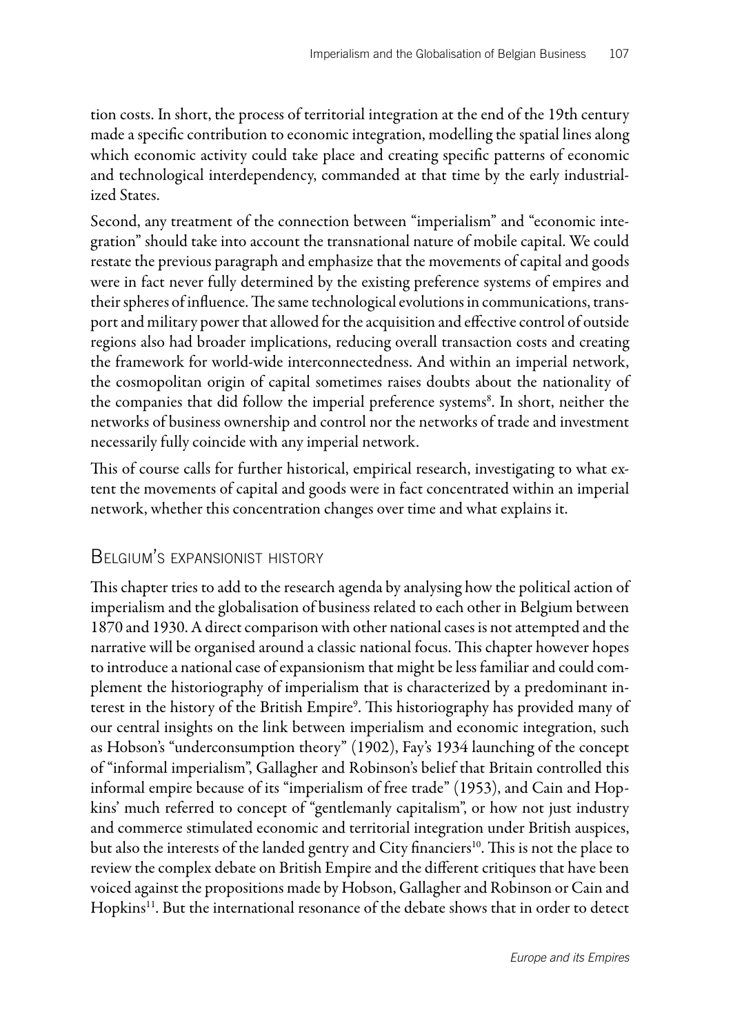tion costs. In short, the process of territorial integration at the end of the 19th century made a specific contribution to economic integration, modelling the spatial lines along which economic activity could take place and creating specific patterns of economic and technological interdependency, commanded at that time by the early industrialized States.

Second, any treatment of the connection between "imperialism" and "economic integration" should take into account the transnational nature of mobile capital. We could restate the previous paragraph and emphasize that the movements of capital and goods were in fact never fully determined by the existing preference systems of empires and their spheres of influence. The same technological evolutions in communications, transport and military power that allowed for the acquisition and effective control of outside regions also had broader implications, reducing overall transaction costs and creating the framework for world-wide interconnectedness. And within an imperial network, the cosmopolitan origin of capital sometimes raises doubts about the nationality of the companies that did follow the imperial preference systems[8]. In short, neither the networks of business ownership and control nor the networks of trade and investment necessarily fully coincide with any imperial network.

This of course calls for further historical, empirical research, investigating to what extent the movements of capital and goods were in fact concentrated within an imperial network, whether this concentration changes over time and what explains it.

## Belgium's expansionist history

This chapter tries to add to the research agenda by analysing how the political action of imperialism and the globalisation of business related to each other in Belgium between 1870 and 1930. A direct comparison with other national cases is not attempted and the narrative will be organised around a classic national focus. This chapter however hopes to introduce a national case of expansionism that might be less familiar and could complement the historiography of imperialism that is characterized by a predominant interest in the history of the British Empire[9]. This historiography has provided many of our central insights on the link between imperialism and economic integration, such as Hobson's "underconsumption theory" (1902), Fay's 1934 launching of the concept of "informal imperialism", Gallagher and Robinson's belief that Britain controlled this informal empire because of its "imperialism of free trade" (1953), and Cain and Hopkins' much referred to concept of "gentlemanly capitalism", or how not just industry and commerce stimulated economic and territorial integration under British auspices, but also the interests of the landed gentry and City financiers[10]. This is not the place to review the complex debate on British Empire and the different critiques that have been voiced against the propositions made by Hobson, Gallagher and Robinson or Cain and Hopkins[11]. But the international resonance of the debate shows that in order to detect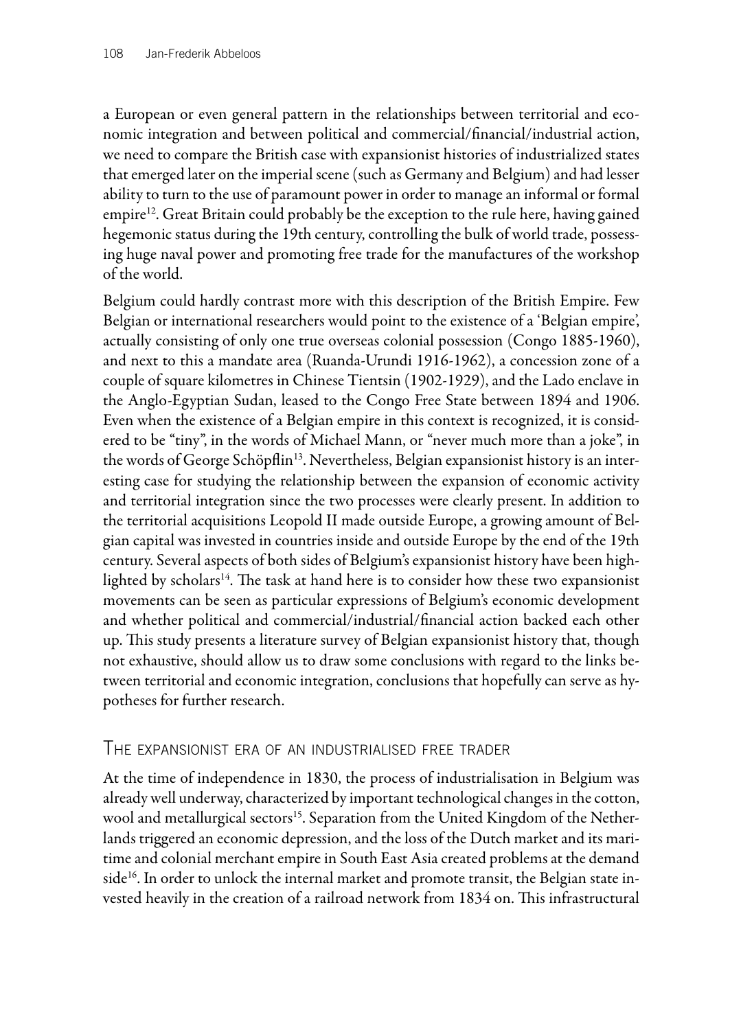a European or even general pattern in the relationships between territorial and economic integration and between political and commercial/financial/industrial action, we need to compare the British case with expansionist histories of industrialized states that emerged later on the imperial scene (such as Germany and Belgium) and had lesser ability to turn to the use of paramount power in order to manage an informal or formal empire[12]. Great Britain could probably be the exception to the rule here, having gained hegemonic status during the 19th century, controlling the bulk of world trade, possessing huge naval power and promoting free trade for the manufactures of the workshop of the world.

Belgium could hardly contrast more with this description of the British Empire. Few Belgian or international researchers would point to the existence of a 'Belgian empire', actually consisting of only one true overseas colonial possession (Congo 1885-1960), and next to this a mandate area (Ruanda-Urundi 1916-1962), a concession zone of a couple of square kilometres in Chinese Tientsin (1902-1929), and the Lado enclave in the Anglo-Egyptian Sudan, leased to the Congo Free State between 1894 and 1906. Even when the existence of a Belgian empire in this context is recognized, it is considered to be "tiny", in the words of Michael Mann, or "never much more than a joke", in the words of George Schöpflin[13]. Nevertheless, Belgian expansionist history is an interesting case for studying the relationship between the expansion of economic activity and territorial integration since the two processes were clearly present. In addition to the territorial acquisitions Leopold II made outside Europe, a growing amount of Belgian capital was invested in countries inside and outside Europe by the end of the 19th century. Several aspects of both sides of Belgium's expansionist history have been highlighted by scholars[14]. The task at hand here is to consider how these two expansionist movements can be seen as particular expressions of Belgium's economic development and whether political and commercial/industrial/financial action backed each other up. This study presents a literature survey of Belgian expansionist history that, though not exhaustive, should allow us to draw some conclusions with regard to the links between territorial and economic integration, conclusions that hopefully can serve as hypotheses for further research.

## The expansionist era of an industrialised free trader

At the time of independence in 1830, the process of industrialisation in Belgium was already well underway, characterized by important technological changes in the cotton, wool and metallurgical sectors[15]. Separation from the United Kingdom of the Netherlands triggered an economic depression, and the loss of the Dutch market and its maritime and colonial merchant empire in South East Asia created problems at the demand side[16]. In order to unlock the internal market and promote transit, the Belgian state invested heavily in the creation of a railroad network from 1834 on. This infrastructural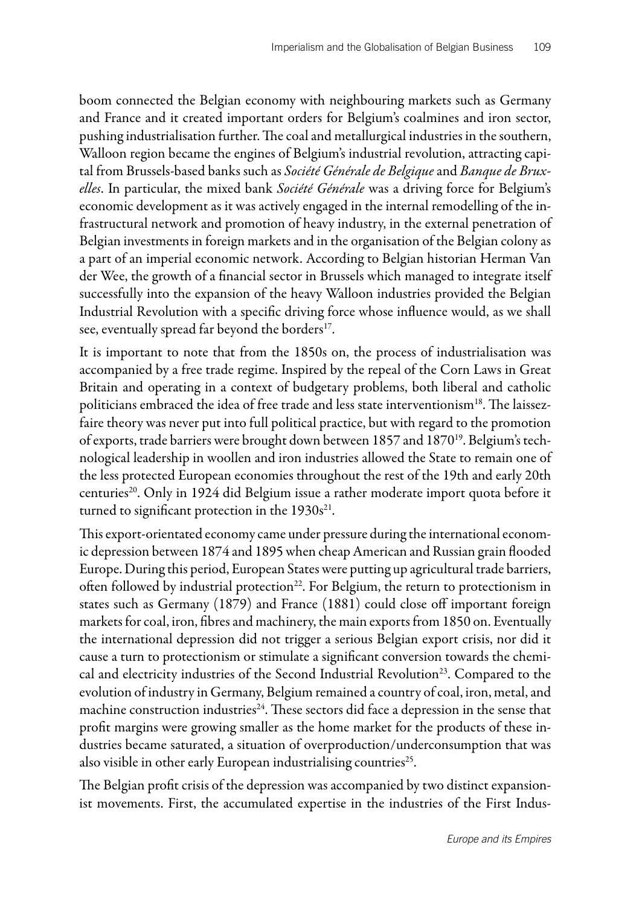boom connected the Belgian economy with neighbouring markets such as Germany and France and it created important orders for Belgium's coalmines and iron sector, pushing industrialisation further. The coal and metallurgical industries in the southern, Walloon region became the engines of Belgium's industrial revolution, attracting capital from Brussels-based banks such as *Société Générale de Belgique* and *Banque de Bruxelles*. In particular, the mixed bank *Société Générale* was a driving force for Belgium's economic development as it was actively engaged in the internal remodelling of the infrastructural network and promotion of heavy industry, in the external penetration of Belgian investments in foreign markets and in the organisation of the Belgian colony as a part of an imperial economic network. According to Belgian historian Herman Van der Wee, the growth of a financial sector in Brussels which managed to integrate itself successfully into the expansion of the heavy Walloon industries provided the Belgian Industrial Revolution with a specific driving force whose influence would, as we shall see, eventually spread far beyond the borders[17].

It is important to note that from the 1850s on, the process of industrialisation was accompanied by a free trade regime. Inspired by the repeal of the Corn Laws in Great Britain and operating in a context of budgetary problems, both liberal and catholic politicians embraced the idea of free trade and less state interventionism[18]. The laissez-faire theory was never put into full political practice, but with regard to the promotion of exports, trade barriers were brought down between 1857 and 1870[19]. Belgium's technological leadership in woollen and iron industries allowed the State to remain one of the less protected European economies throughout the rest of the 19th and early 20th centuries[20]. Only in 1924 did Belgium issue a rather moderate import quota before it turned to significant protection in the 1930s[21].

This export-orientated economy came under pressure during the international economic depression between 1874 and 1895 when cheap American and Russian grain flooded Europe. During this period, European States were putting up agricultural trade barriers, often followed by industrial protection[22]. For Belgium, the return to protectionism in states such as Germany (1879) and France (1881) could close off important foreign markets for coal, iron, fibres and machinery, the main exports from 1850 on. Eventually the international depression did not trigger a serious Belgian export crisis, nor did it cause a turn to protectionism or stimulate a significant conversion towards the chemical and electricity industries of the Second Industrial Revolution[23]. Compared to the evolution of industry in Germany, Belgium remained a country of coal, iron, metal, and machine construction industries[24]. These sectors did face a depression in the sense that profit margins were growing smaller as the home market for the products of these industries became saturated, a situation of overproduction/underconsumption that was also visible in other early European industrialising countries[25].

The Belgian profit crisis of the depression was accompanied by two distinct expansionist movements. First, the accumulated expertise in the industries of the First Indus-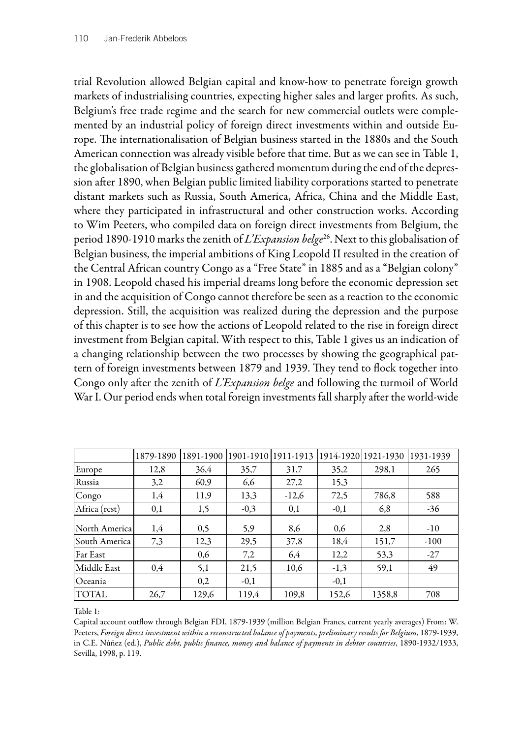trial Revolution allowed Belgian capital and know-how to penetrate foreign growth markets of industrialising countries, expecting higher sales and larger profits. As such, Belgium's free trade regime and the search for new commercial outlets were complemented by an industrial policy of foreign direct investments within and outside Europe. The internationalisation of Belgian business started in the 1880s and the South American connection was already visible before that time. But as we can see in Table 1, the globalisation of Belgian business gathered momentum during the end of the depression after 1890, when Belgian public limited liability corporations started to penetrate distant markets such as Russia, South America, Africa, China and the Middle East, where they participated in infrastructural and other construction works. According to Wim Peeters, who compiled data on foreign direct investments from Belgium, the period 1890-1910 marks the zenith of *L'Expansion belge*[26]. Next to this globalisation of Belgian business, the imperial ambitions of King Leopold II resulted in the creation of the Central African country Congo as a "Free State" in 1885 and as a "Belgian colony" in 1908. Leopold chased his imperial dreams long before the economic depression set in and the acquisition of Congo cannot therefore be seen as a reaction to the economic depression. Still, the acquisition was realized during the depression and the purpose of this chapter is to see how the actions of Leopold related to the rise in foreign direct investment from Belgian capital. With respect to this, Table 1 gives us an indication of a changing relationship between the two processes by showing the geographical pattern of foreign investments between 1879 and 1939. They tend to flock together into Congo only after the zenith of *L'Expansion belge* and following the turmoil of World War I. Our period ends when total foreign investments fall sharply after the world-wide

| | 1879-1890 | 1891-1900 | 1901-1910 | 1911-1913 | 1914-1920 | 1921-1930 | 1931-1939 |
|---|---|---|---|---|---|---|---|
| Europe | 12,8 | 36,4 | 35,7 | 31,7 | 35,2 | 298,1 | 265 |
| Russia | 3,2 | 60,9 | 6,6 | 27,2 | 15,3 | | |
| Congo | 1,4 | 11,9 | 13,3 | -12,6 | 72,5 | 786,8 | 588 |
| Africa (rest) | 0,1 | 1,5 | -0,3 | 0,1 | -0,1 | 6,8 | -36 |
| North America | 1,4 | 0,5 | 5,9 | 8,6 | 0,6 | 2,8 | -10 |
| South America | 7,3 | 12,3 | 29,5 | 37,8 | 18,4 | 151,7 | -100 |
| Far East | | 0,6 | 7,2 | 6,4 | 12,2 | 53,3 | -27 |
| Middle East | 0,4 | 5,1 | 21,5 | 10,6 | -1,3 | 59,1 | 49 |
| Oceania | | 0,2 | -0,1 | | -0,1 | | |
| TOTAL | 26,7 | 129,6 | 119,4 | 109,8 | 152,6 | 1358,8 | 708 |

Table 1:

Capital account outflow through Belgian FDI, 1879-1939 (million Belgian Francs, current yearly averages) From: W. Peeters, *Foreign direct investment within a reconstructed balance of payments, preliminary results for Belgium*, 1879-1939, in C.E. Núñez (ed.), *Public debt, public finance, money and balance of payments in debtor countries*, 1890-1932/1933, Sevilla, 1998, p. 119.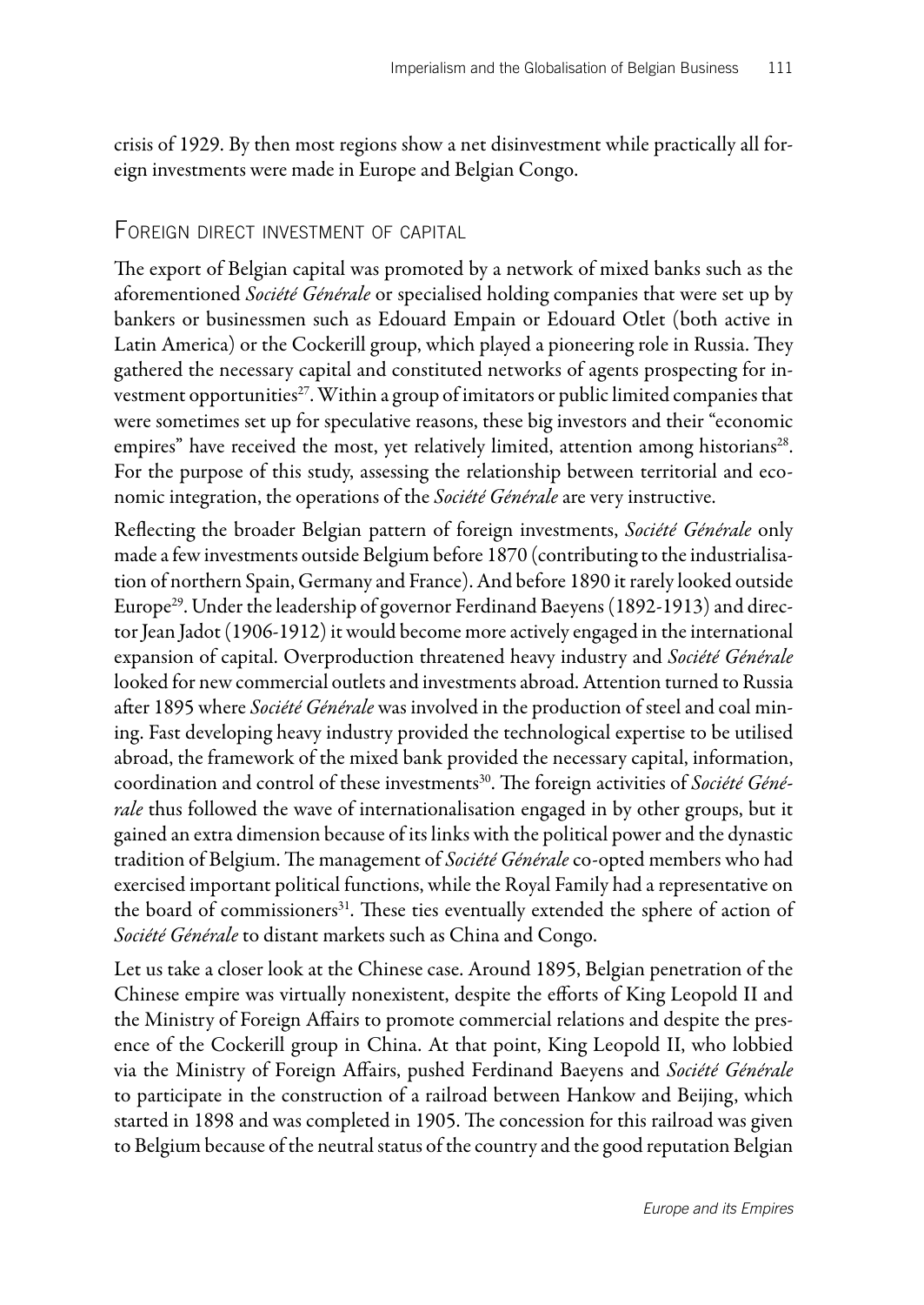crisis of 1929. By then most regions show a net disinvestment while practically all foreign investments were made in Europe and Belgian Congo.

## Foreign direct investment of capital

The export of Belgian capital was promoted by a network of mixed banks such as the aforementioned *Société Générale* or specialised holding companies that were set up by bankers or businessmen such as Edouard Empain or Edouard Otlet (both active in Latin America) or the Cockerill group, which played a pioneering role in Russia. They gathered the necessary capital and constituted networks of agents prospecting for investment opportunities[27]. Within a group of imitators or public limited companies that were sometimes set up for speculative reasons, these big investors and their "economic empires" have received the most, yet relatively limited, attention among historians[28]. For the purpose of this study, assessing the relationship between territorial and economic integration, the operations of the *Société Générale* are very instructive.

Reflecting the broader Belgian pattern of foreign investments, *Société Générale* only made a few investments outside Belgium before 1870 (contributing to the industrialisation of northern Spain, Germany and France). And before 1890 it rarely looked outside Europe[29]. Under the leadership of governor Ferdinand Baeyens (1892-1913) and director Jean Jadot (1906-1912) it would become more actively engaged in the international expansion of capital. Overproduction threatened heavy industry and *Société Générale* looked for new commercial outlets and investments abroad. Attention turned to Russia after 1895 where *Société Générale* was involved in the production of steel and coal mining. Fast developing heavy industry provided the technological expertise to be utilised abroad, the framework of the mixed bank provided the necessary capital, information, coordination and control of these investments[30]. The foreign activities of *Société Générale* thus followed the wave of internationalisation engaged in by other groups, but it gained an extra dimension because of its links with the political power and the dynastic tradition of Belgium. The management of *Société Générale* co-opted members who had exercised important political functions, while the Royal Family had a representative on the board of commissioners[31]. These ties eventually extended the sphere of action of *Société Générale* to distant markets such as China and Congo.

Let us take a closer look at the Chinese case. Around 1895, Belgian penetration of the Chinese empire was virtually nonexistent, despite the efforts of King Leopold II and the Ministry of Foreign Affairs to promote commercial relations and despite the presence of the Cockerill group in China. At that point, King Leopold II, who lobbied via the Ministry of Foreign Affairs, pushed Ferdinand Baeyens and *Société Générale* to participate in the construction of a railroad between Hankow and Beijing, which started in 1898 and was completed in 1905. The concession for this railroad was given to Belgium because of the neutral status of the country and the good reputation Belgian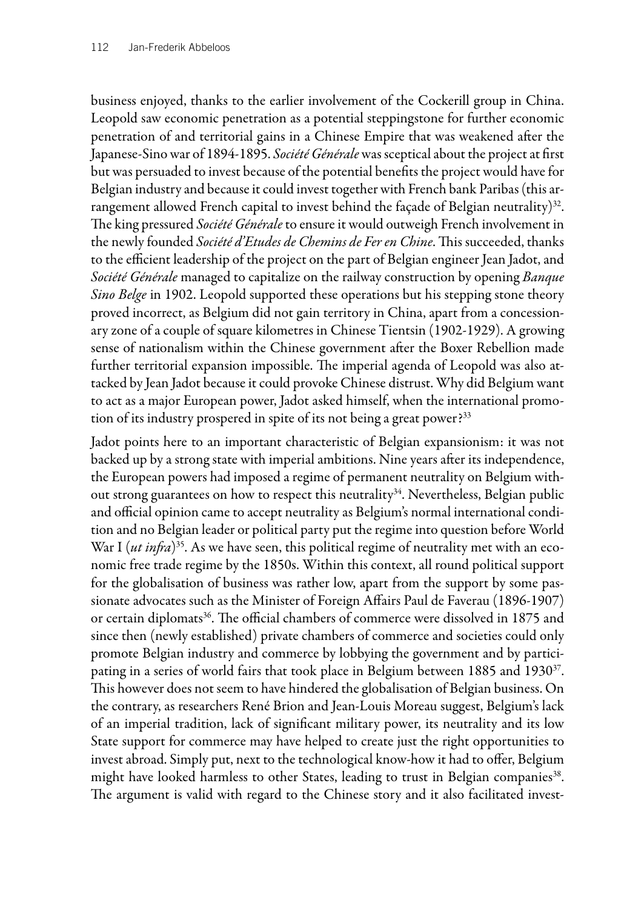business enjoyed, thanks to the earlier involvement of the Cockerill group in China. Leopold saw economic penetration as a potential steppingstone for further economic penetration of and territorial gains in a Chinese Empire that was weakened after the Japanese-Sino war of 1894-1895. *Société Générale* was sceptical about the project at first but was persuaded to invest because of the potential benefits the project would have for Belgian industry and because it could invest together with French bank Paribas (this arrangement allowed French capital to invest behind the façade of Belgian neutrality)[32]. The king pressured *Société Générale* to ensure it would outweigh French involvement in the newly founded *Société d'Etudes de Chemins de Fer en Chine*. This succeeded, thanks to the efficient leadership of the project on the part of Belgian engineer Jean Jadot, and *Société Générale* managed to capitalize on the railway construction by opening *Banque Sino Belge* in 1902. Leopold supported these operations but his stepping stone theory proved incorrect, as Belgium did not gain territory in China, apart from a concessionary zone of a couple of square kilometres in Chinese Tientsin (1902-1929). A growing sense of nationalism within the Chinese government after the Boxer Rebellion made further territorial expansion impossible. The imperial agenda of Leopold was also attacked by Jean Jadot because it could provoke Chinese distrust. Why did Belgium want to act as a major European power, Jadot asked himself, when the international promotion of its industry prospered in spite of its not being a great power?[33]

Jadot points here to an important characteristic of Belgian expansionism: it was not backed up by a strong state with imperial ambitions. Nine years after its independence, the European powers had imposed a regime of permanent neutrality on Belgium without strong guarantees on how to respect this neutrality[34]. Nevertheless, Belgian public and official opinion came to accept neutrality as Belgium's normal international condition and no Belgian leader or political party put the regime into question before World War I (*ut infra*)[35]. As we have seen, this political regime of neutrality met with an economic free trade regime by the 1850s. Within this context, all round political support for the globalisation of business was rather low, apart from the support by some passionate advocates such as the Minister of Foreign Affairs Paul de Faverau (1896-1907) or certain diplomats[36]. The official chambers of commerce were dissolved in 1875 and since then (newly established) private chambers of commerce and societies could only promote Belgian industry and commerce by lobbying the government and by participating in a series of world fairs that took place in Belgium between 1885 and 1930[37]. This however does not seem to have hindered the globalisation of Belgian business. On the contrary, as researchers René Brion and Jean-Louis Moreau suggest, Belgium's lack of an imperial tradition, lack of significant military power, its neutrality and its low State support for commerce may have helped to create just the right opportunities to invest abroad. Simply put, next to the technological know-how it had to offer, Belgium might have looked harmless to other States, leading to trust in Belgian companies[38]. The argument is valid with regard to the Chinese story and it also facilitated invest-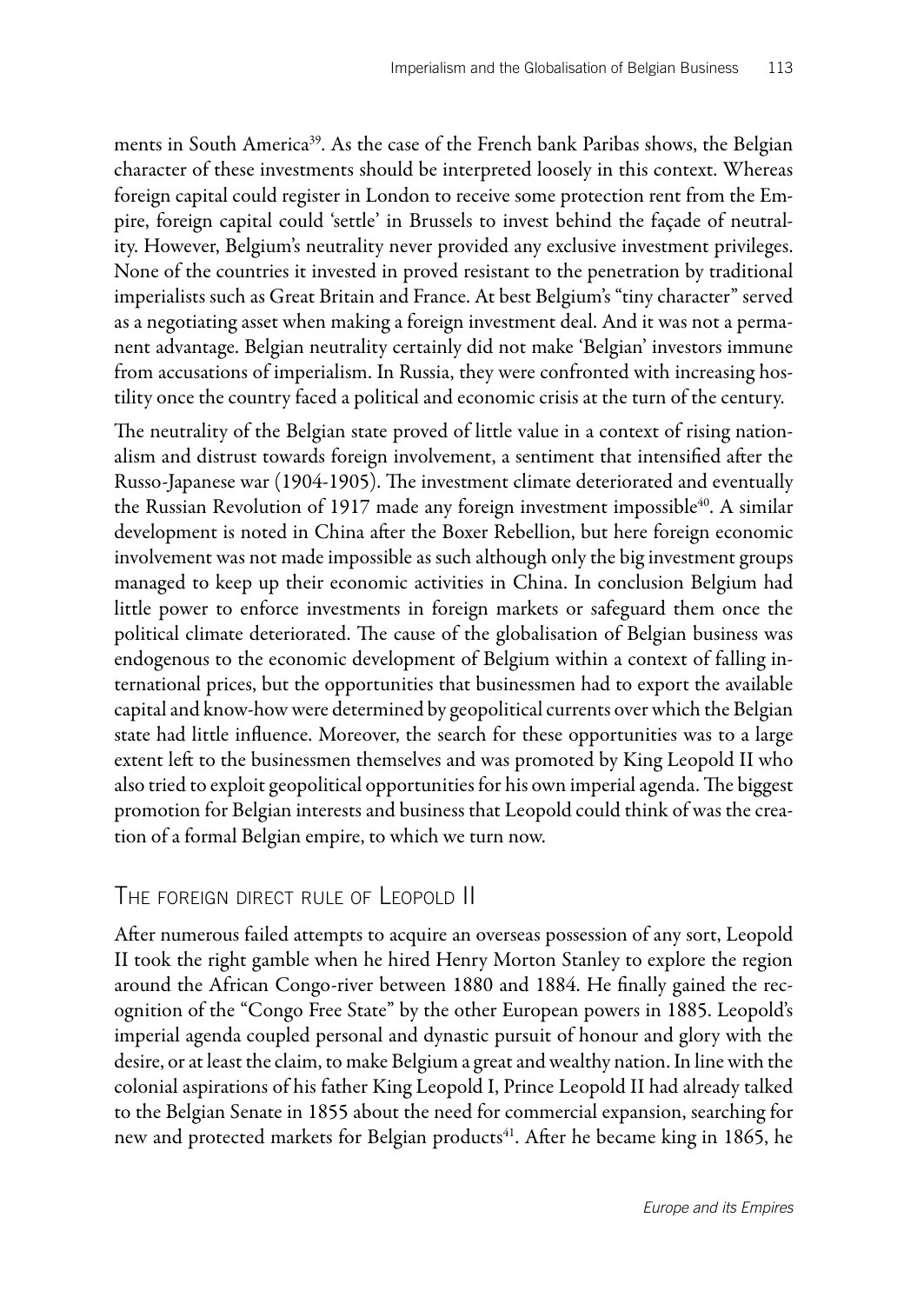ments in South America[39]. As the case of the French bank Paribas shows, the Belgian character of these investments should be interpreted loosely in this context. Whereas foreign capital could register in London to receive some protection rent from the Empire, foreign capital could 'settle' in Brussels to invest behind the façade of neutrality. However, Belgium's neutrality never provided any exclusive investment privileges. None of the countries it invested in proved resistant to the penetration by traditional imperialists such as Great Britain and France. At best Belgium's "tiny character" served as a negotiating asset when making a foreign investment deal. And it was not a permanent advantage. Belgian neutrality certainly did not make 'Belgian' investors immune from accusations of imperialism. In Russia, they were confronted with increasing hostility once the country faced a political and economic crisis at the turn of the century.

The neutrality of the Belgian state proved of little value in a context of rising nationalism and distrust towards foreign involvement, a sentiment that intensified after the Russo-Japanese war (1904-1905). The investment climate deteriorated and eventually the Russian Revolution of 1917 made any foreign investment impossible[40]. A similar development is noted in China after the Boxer Rebellion, but here foreign economic involvement was not made impossible as such although only the big investment groups managed to keep up their economic activities in China. In conclusion Belgium had little power to enforce investments in foreign markets or safeguard them once the political climate deteriorated. The cause of the globalisation of Belgian business was endogenous to the economic development of Belgium within a context of falling international prices, but the opportunities that businessmen had to export the available capital and know-how were determined by geopolitical currents over which the Belgian state had little influence. Moreover, the search for these opportunities was to a large extent left to the businessmen themselves and was promoted by King Leopold II who also tried to exploit geopolitical opportunities for his own imperial agenda. The biggest promotion for Belgian interests and business that Leopold could think of was the creation of a formal Belgian empire, to which we turn now.

## The foreign direct rule of Leopold II

After numerous failed attempts to acquire an overseas possession of any sort, Leopold II took the right gamble when he hired Henry Morton Stanley to explore the region around the African Congo-river between 1880 and 1884. He finally gained the recognition of the "Congo Free State" by the other European powers in 1885. Leopold's imperial agenda coupled personal and dynastic pursuit of honour and glory with the desire, or at least the claim, to make Belgium a great and wealthy nation. In line with the colonial aspirations of his father King Leopold I, Prince Leopold II had already talked to the Belgian Senate in 1855 about the need for commercial expansion, searching for new and protected markets for Belgian products[41]. After he became king in 1865, he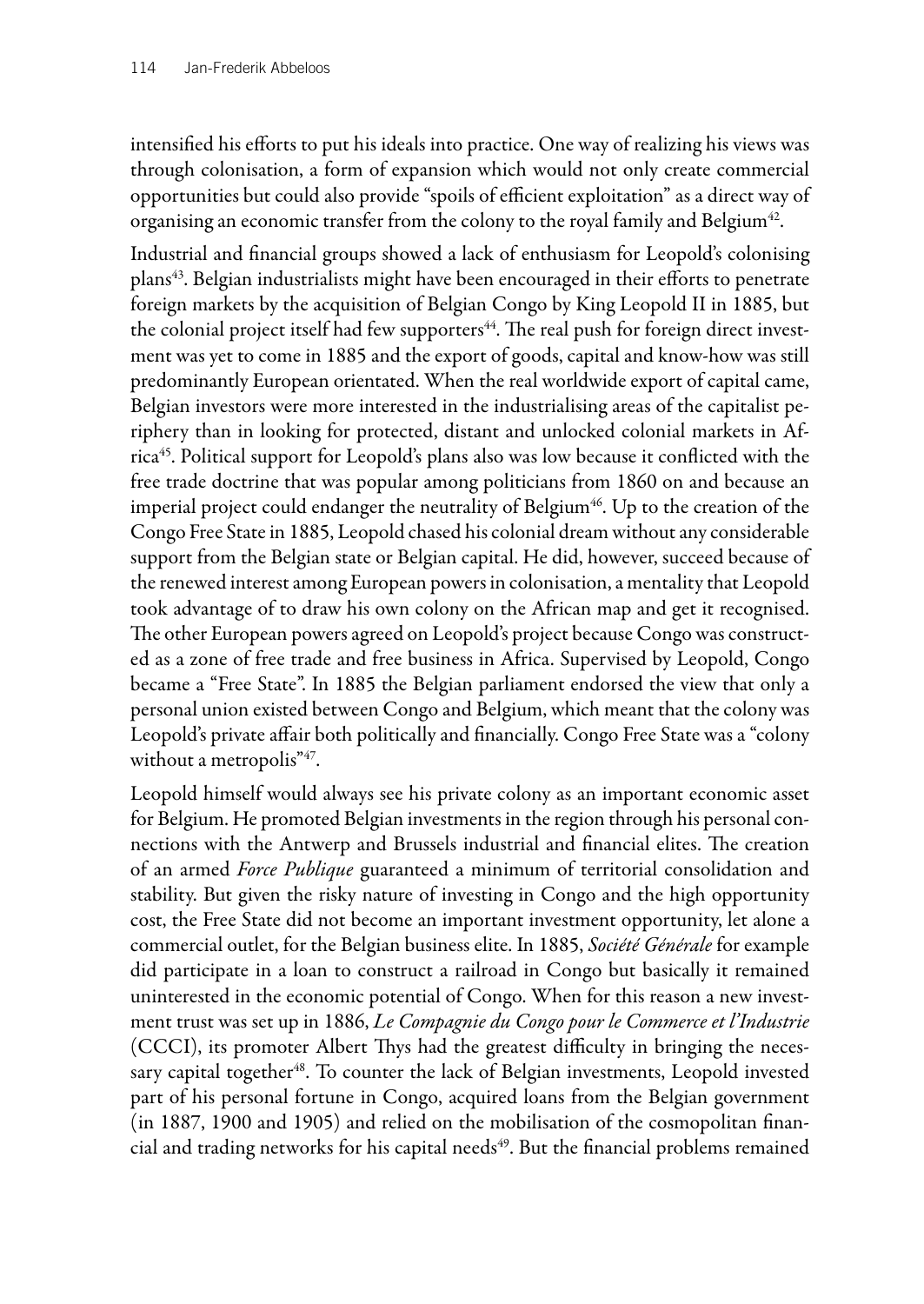intensified his efforts to put his ideals into practice. One way of realizing his views was through colonisation, a form of expansion which would not only create commercial opportunities but could also provide "spoils of efficient exploitation" as a direct way of organising an economic transfer from the colony to the royal family and Belgium[42].

Industrial and financial groups showed a lack of enthusiasm for Leopold's colonising plans[43]. Belgian industrialists might have been encouraged in their efforts to penetrate foreign markets by the acquisition of Belgian Congo by King Leopold II in 1885, but the colonial project itself had few supporters[44]. The real push for foreign direct investment was yet to come in 1885 and the export of goods, capital and know-how was still predominantly European orientated. When the real worldwide export of capital came, Belgian investors were more interested in the industrialising areas of the capitalist periphery than in looking for protected, distant and unlocked colonial markets in Africa[45]. Political support for Leopold's plans also was low because it conflicted with the free trade doctrine that was popular among politicians from 1860 on and because an imperial project could endanger the neutrality of Belgium[46]. Up to the creation of the Congo Free State in 1885, Leopold chased his colonial dream without any considerable support from the Belgian state or Belgian capital. He did, however, succeed because of the renewed interest among European powers in colonisation, a mentality that Leopold took advantage of to draw his own colony on the African map and get it recognised. The other European powers agreed on Leopold's project because Congo was constructed as a zone of free trade and free business in Africa. Supervised by Leopold, Congo became a "Free State". In 1885 the Belgian parliament endorsed the view that only a personal union existed between Congo and Belgium, which meant that the colony was Leopold's private affair both politically and financially. Congo Free State was a "colony without a metropolis"[47].

Leopold himself would always see his private colony as an important economic asset for Belgium. He promoted Belgian investments in the region through his personal connections with the Antwerp and Brussels industrial and financial elites. The creation of an armed *Force Publique* guaranteed a minimum of territorial consolidation and stability. But given the risky nature of investing in Congo and the high opportunity cost, the Free State did not become an important investment opportunity, let alone a commercial outlet, for the Belgian business elite. In 1885, *Société Générale* for example did participate in a loan to construct a railroad in Congo but basically it remained uninterested in the economic potential of Congo. When for this reason a new investment trust was set up in 1886, *Le Compagnie du Congo pour le Commerce et l'Industrie* (CCCI), its promoter Albert Thys had the greatest difficulty in bringing the necessary capital together[48]. To counter the lack of Belgian investments, Leopold invested part of his personal fortune in Congo, acquired loans from the Belgian government (in 1887, 1900 and 1905) and relied on the mobilisation of the cosmopolitan financial and trading networks for his capital needs[49]. But the financial problems remained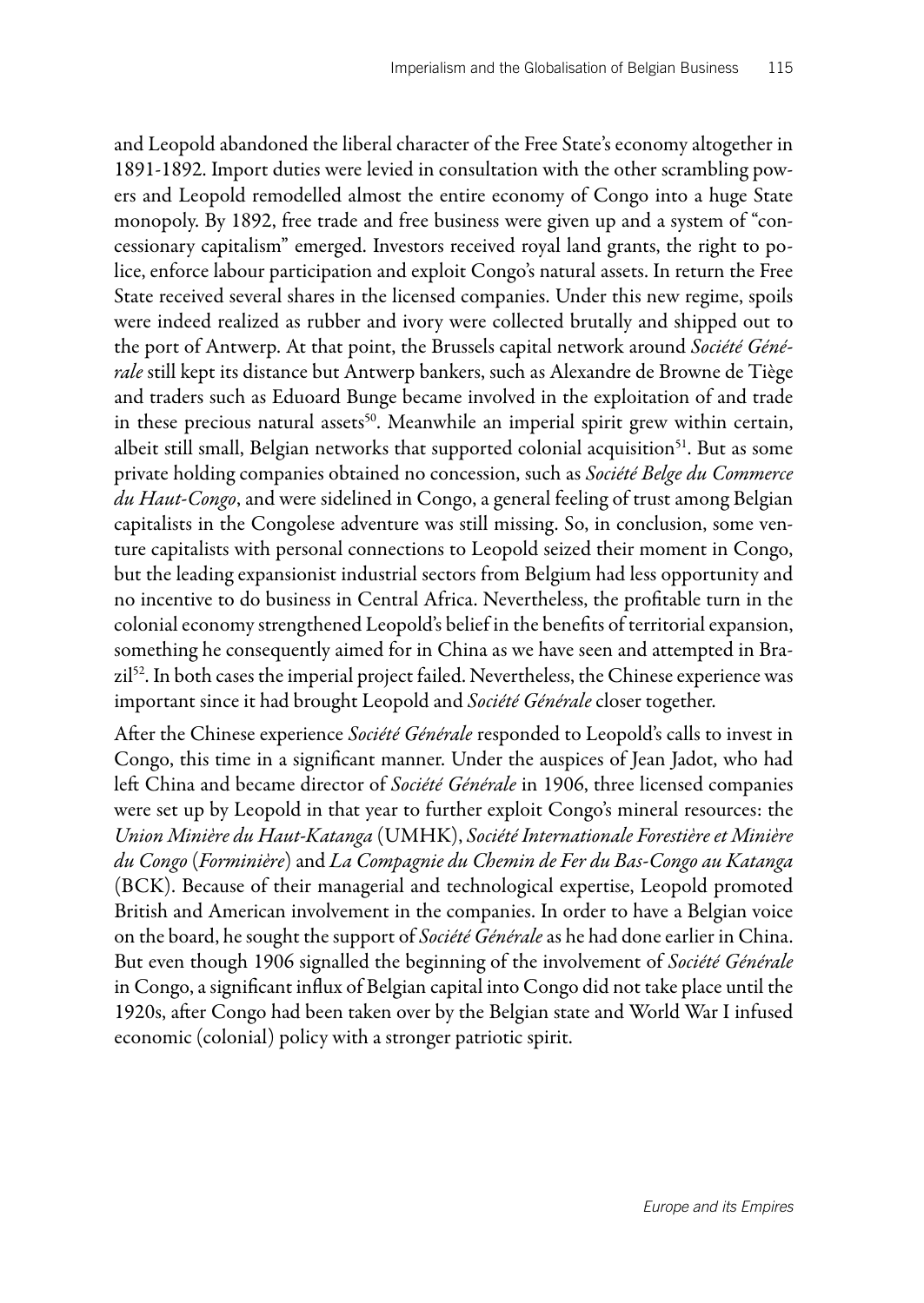and Leopold abandoned the liberal character of the Free State's economy altogether in 1891-1892. Import duties were levied in consultation with the other scrambling powers and Leopold remodelled almost the entire economy of Congo into a huge State monopoly. By 1892, free trade and free business were given up and a system of "concessionary capitalism" emerged. Investors received royal land grants, the right to police, enforce labour participation and exploit Congo's natural assets. In return the Free State received several shares in the licensed companies. Under this new regime, spoils were indeed realized as rubber and ivory were collected brutally and shipped out to the port of Antwerp. At that point, the Brussels capital network around *Société Générale* still kept its distance but Antwerp bankers, such as Alexandre de Browne de Tiège and traders such as Eduoard Bunge became involved in the exploitation of and trade in these precious natural assets[50]. Meanwhile an imperial spirit grew within certain, albeit still small, Belgian networks that supported colonial acquisition[51]. But as some private holding companies obtained no concession, such as *Société Belge du Commerce du Haut-Congo*, and were sidelined in Congo, a general feeling of trust among Belgian capitalists in the Congolese adventure was still missing. So, in conclusion, some venture capitalists with personal connections to Leopold seized their moment in Congo, but the leading expansionist industrial sectors from Belgium had less opportunity and no incentive to do business in Central Africa. Nevertheless, the profitable turn in the colonial economy strengthened Leopold's belief in the benefits of territorial expansion, something he consequently aimed for in China as we have seen and attempted in Brazil[52]. In both cases the imperial project failed. Nevertheless, the Chinese experience was important since it had brought Leopold and *Société Générale* closer together.

After the Chinese experience *Société Générale* responded to Leopold's calls to invest in Congo, this time in a significant manner. Under the auspices of Jean Jadot, who had left China and became director of *Société Générale* in 1906, three licensed companies were set up by Leopold in that year to further exploit Congo's mineral resources: the *Union Minière du Haut-Katanga* (UMHK), *Société Internationale Forestière et Minière du Congo* (*Forminière*) and *La Compagnie du Chemin de Fer du Bas-Congo au Katanga* (BCK). Because of their managerial and technological expertise, Leopold promoted British and American involvement in the companies. In order to have a Belgian voice on the board, he sought the support of *Société Générale* as he had done earlier in China. But even though 1906 signalled the beginning of the involvement of *Société Générale* in Congo, a significant influx of Belgian capital into Congo did not take place until the 1920s, after Congo had been taken over by the Belgian state and World War I infused economic (colonial) policy with a stronger patriotic spirit.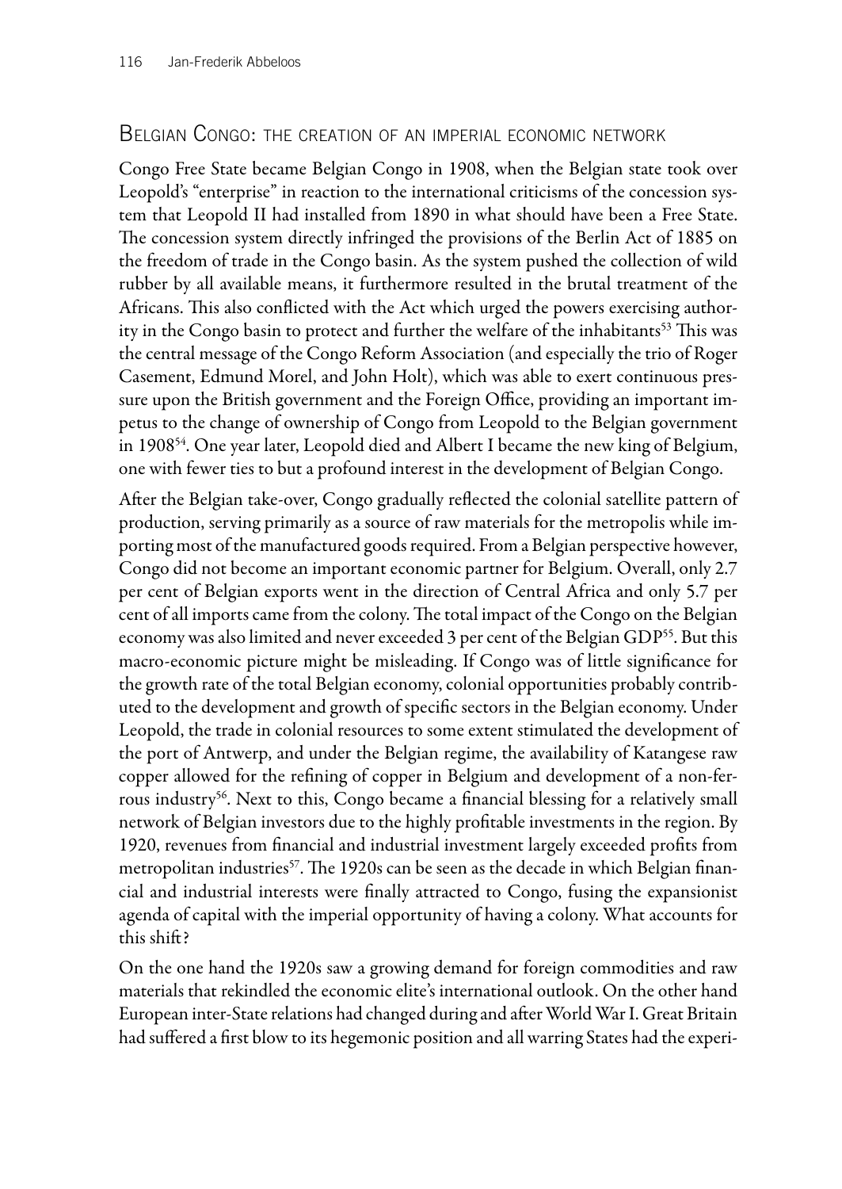## Belgian Congo: the creation of an imperial economic network

Congo Free State became Belgian Congo in 1908, when the Belgian state took over Leopold's "enterprise" in reaction to the international criticisms of the concession system that Leopold II had installed from 1890 in what should have been a Free State. The concession system directly infringed the provisions of the Berlin Act of 1885 on the freedom of trade in the Congo basin. As the system pushed the collection of wild rubber by all available means, it furthermore resulted in the brutal treatment of the Africans. This also conflicted with the Act which urged the powers exercising authority in the Congo basin to protect and further the welfare of the inhabitants[53] This was the central message of the Congo Reform Association (and especially the trio of Roger Casement, Edmund Morel, and John Holt), which was able to exert continuous pressure upon the British government and the Foreign Office, providing an important impetus to the change of ownership of Congo from Leopold to the Belgian government in 1908[54]. One year later, Leopold died and Albert I became the new king of Belgium, one with fewer ties to but a profound interest in the development of Belgian Congo.

After the Belgian take-over, Congo gradually reflected the colonial satellite pattern of production, serving primarily as a source of raw materials for the metropolis while importing most of the manufactured goods required. From a Belgian perspective however, Congo did not become an important economic partner for Belgium. Overall, only 2.7 per cent of Belgian exports went in the direction of Central Africa and only 5.7 per cent of all imports came from the colony. The total impact of the Congo on the Belgian economy was also limited and never exceeded 3 per cent of the Belgian GDP[55]. But this macro-economic picture might be misleading. If Congo was of little significance for the growth rate of the total Belgian economy, colonial opportunities probably contributed to the development and growth of specific sectors in the Belgian economy. Under Leopold, the trade in colonial resources to some extent stimulated the development of the port of Antwerp, and under the Belgian regime, the availability of Katangese raw copper allowed for the refining of copper in Belgium and development of a non-ferrous industry[56]. Next to this, Congo became a financial blessing for a relatively small network of Belgian investors due to the highly profitable investments in the region. By 1920, revenues from financial and industrial investment largely exceeded profits from metropolitan industries[57]. The 1920s can be seen as the decade in which Belgian financial and industrial interests were finally attracted to Congo, fusing the expansionist agenda of capital with the imperial opportunity of having a colony. What accounts for this shift?

On the one hand the 1920s saw a growing demand for foreign commodities and raw materials that rekindled the economic elite's international outlook. On the other hand European inter-State relations had changed during and after World War I. Great Britain had suffered a first blow to its hegemonic position and all warring States had the experi-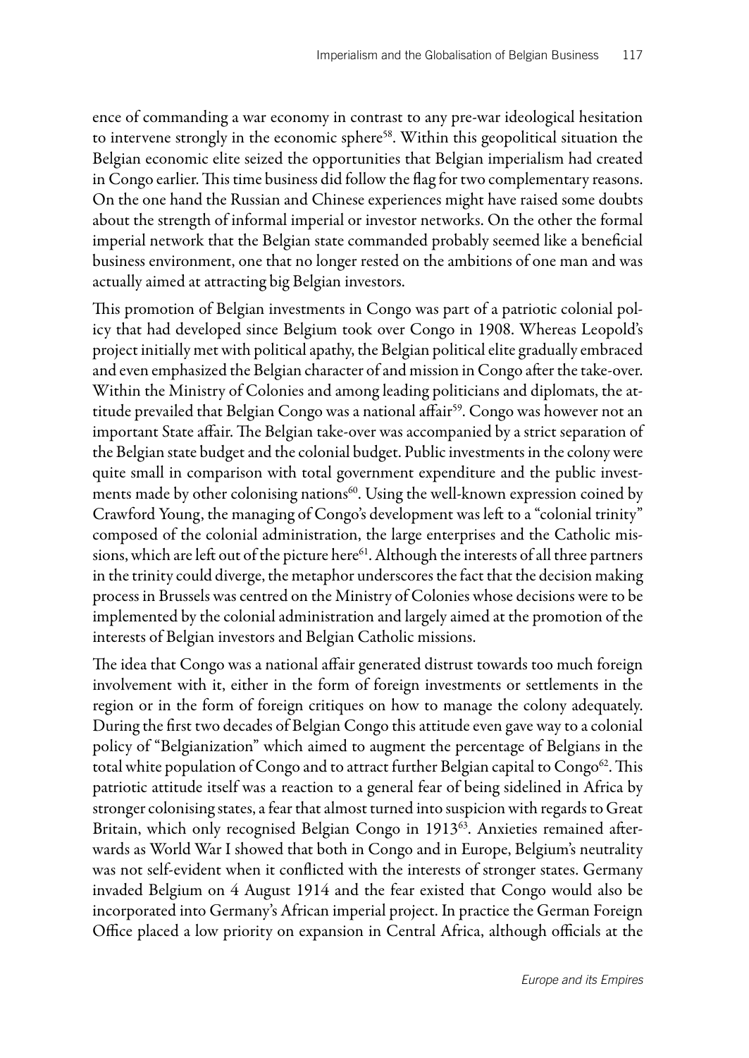ence of commanding a war economy in contrast to any pre-war ideological hesitation to intervene strongly in the economic sphere[58]. Within this geopolitical situation the Belgian economic elite seized the opportunities that Belgian imperialism had created in Congo earlier. This time business did follow the flag for two complementary reasons. On the one hand the Russian and Chinese experiences might have raised some doubts about the strength of informal imperial or investor networks. On the other the formal imperial network that the Belgian state commanded probably seemed like a beneficial business environment, one that no longer rested on the ambitions of one man and was actually aimed at attracting big Belgian investors.

This promotion of Belgian investments in Congo was part of a patriotic colonial policy that had developed since Belgium took over Congo in 1908. Whereas Leopold's project initially met with political apathy, the Belgian political elite gradually embraced and even emphasized the Belgian character of and mission in Congo after the take-over. Within the Ministry of Colonies and among leading politicians and diplomats, the attitude prevailed that Belgian Congo was a national affair[59]. Congo was however not an important State affair. The Belgian take-over was accompanied by a strict separation of the Belgian state budget and the colonial budget. Public investments in the colony were quite small in comparison with total government expenditure and the public investments made by other colonising nations[60]. Using the well-known expression coined by Crawford Young, the managing of Congo's development was left to a "colonial trinity" composed of the colonial administration, the large enterprises and the Catholic missions, which are left out of the picture here[61]. Although the interests of all three partners in the trinity could diverge, the metaphor underscores the fact that the decision making process in Brussels was centred on the Ministry of Colonies whose decisions were to be implemented by the colonial administration and largely aimed at the promotion of the interests of Belgian investors and Belgian Catholic missions.

The idea that Congo was a national affair generated distrust towards too much foreign involvement with it, either in the form of foreign investments or settlements in the region or in the form of foreign critiques on how to manage the colony adequately. During the first two decades of Belgian Congo this attitude even gave way to a colonial policy of "Belgianization" which aimed to augment the percentage of Belgians in the total white population of Congo and to attract further Belgian capital to Congo[62]. This patriotic attitude itself was a reaction to a general fear of being sidelined in Africa by stronger colonising states, a fear that almost turned into suspicion with regards to Great Britain, which only recognised Belgian Congo in 1913[63]. Anxieties remained afterwards as World War I showed that both in Congo and in Europe, Belgium's neutrality was not self-evident when it conflicted with the interests of stronger states. Germany invaded Belgium on 4 August 1914 and the fear existed that Congo would also be incorporated into Germany's African imperial project. In practice the German Foreign Office placed a low priority on expansion in Central Africa, although officials at the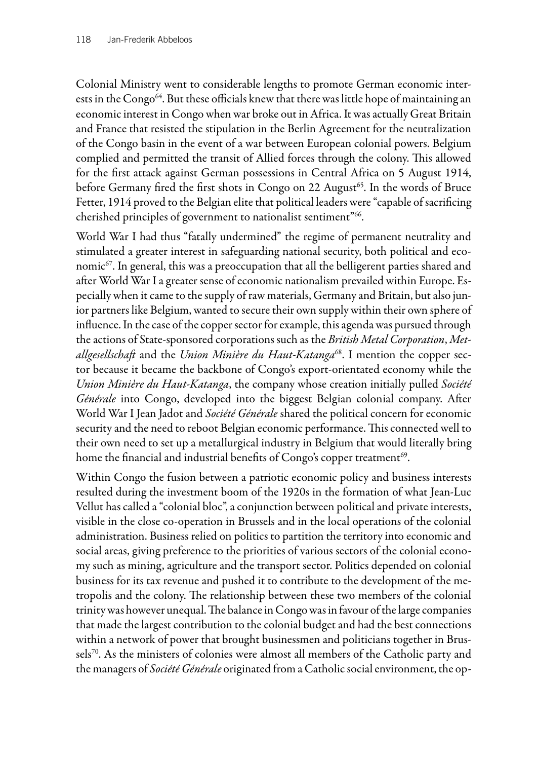Colonial Ministry went to considerable lengths to promote German economic interests in the Congo[64]. But these officials knew that there was little hope of maintaining an economic interest in Congo when war broke out in Africa. It was actually Great Britain and France that resisted the stipulation in the Berlin Agreement for the neutralization of the Congo basin in the event of a war between European colonial powers. Belgium complied and permitted the transit of Allied forces through the colony. This allowed for the first attack against German possessions in Central Africa on 5 August 1914, before Germany fired the first shots in Congo on 22 August[65]. In the words of Bruce Fetter, 1914 proved to the Belgian elite that political leaders were "capable of sacrificing cherished principles of government to nationalist sentiment"[66].

World War I had thus "fatally undermined" the regime of permanent neutrality and stimulated a greater interest in safeguarding national security, both political and economic[67]. In general, this was a preoccupation that all the belligerent parties shared and after World War I a greater sense of economic nationalism prevailed within Europe. Especially when it came to the supply of raw materials, Germany and Britain, but also junior partners like Belgium, wanted to secure their own supply within their own sphere of influence. In the case of the copper sector for example, this agenda was pursued through the actions of State-sponsored corporations such as the *British Metal Corporation*, *Metallgesellschaft* and the *Union Minière du Haut-Katanga*[68]. I mention the copper sector because it became the backbone of Congo's export-orientated economy while the *Union Minière du Haut-Katanga*, the company whose creation initially pulled *Société Générale* into Congo, developed into the biggest Belgian colonial company. After World War I Jean Jadot and *Société Générale* shared the political concern for economic security and the need to reboot Belgian economic performance. This connected well to their own need to set up a metallurgical industry in Belgium that would literally bring home the financial and industrial benefits of Congo's copper treatment[69].

Within Congo the fusion between a patriotic economic policy and business interests resulted during the investment boom of the 1920s in the formation of what Jean-Luc Vellut has called a "colonial bloc", a conjunction between political and private interests, visible in the close co-operation in Brussels and in the local operations of the colonial administration. Business relied on politics to partition the territory into economic and social areas, giving preference to the priorities of various sectors of the colonial economy such as mining, agriculture and the transport sector. Politics depended on colonial business for its tax revenue and pushed it to contribute to the development of the metropolis and the colony. The relationship between these two members of the colonial trinity was however unequal. The balance in Congo was in favour of the large companies that made the largest contribution to the colonial budget and had the best connections within a network of power that brought businessmen and politicians together in Brussels[70]. As the ministers of colonies were almost all members of the Catholic party and the managers of *Société Générale* originated from a Catholic social environment, the op-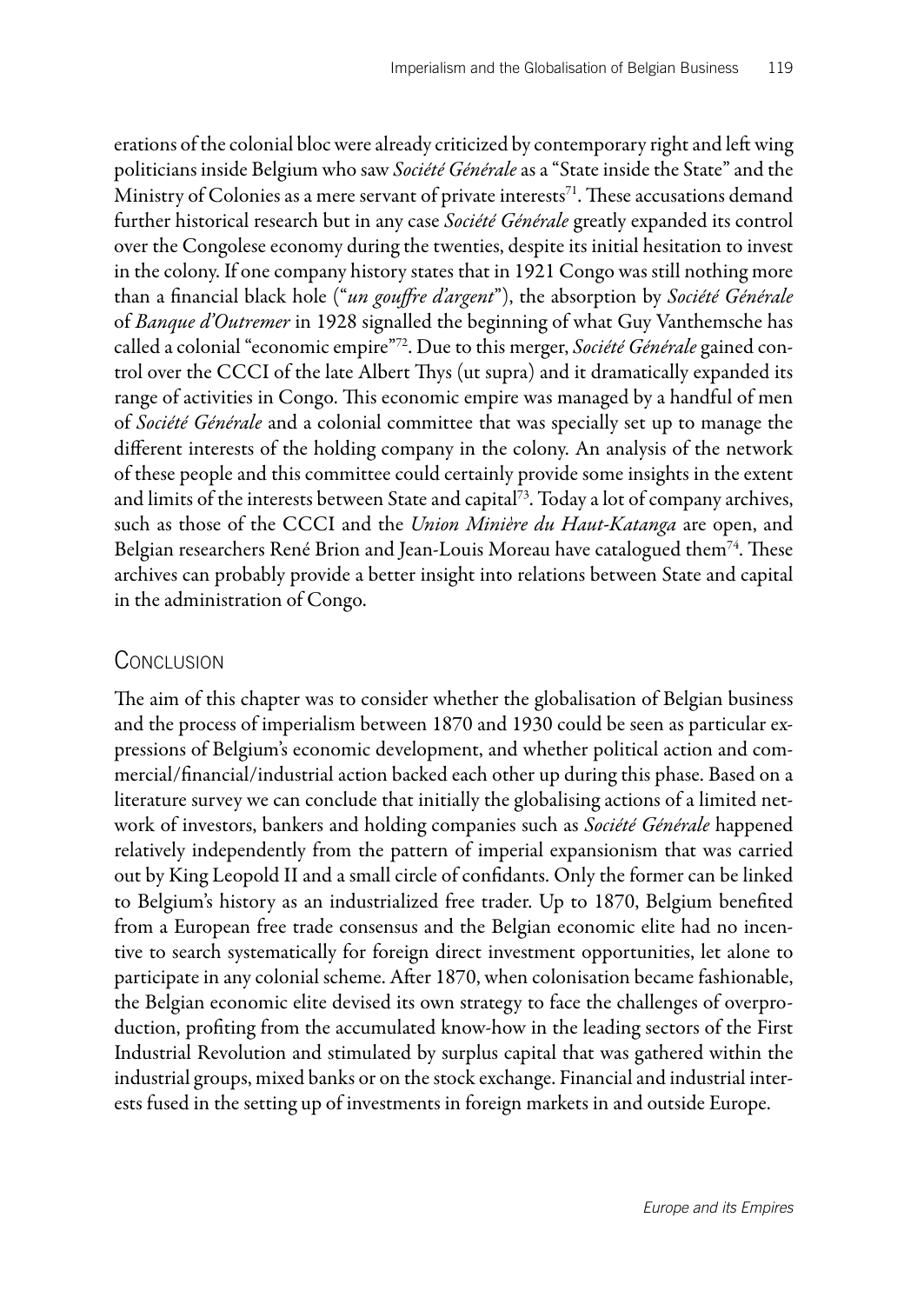erations of the colonial bloc were already criticized by contemporary right and left wing politicians inside Belgium who saw *Société Générale* as a "State inside the State" and the Ministry of Colonies as a mere servant of private interests[71]. These accusations demand further historical research but in any case *Société Générale* greatly expanded its control over the Congolese economy during the twenties, despite its initial hesitation to invest in the colony. If one company history states that in 1921 Congo was still nothing more than a financial black hole ("*un gouffre d'argent*"), the absorption by *Société Générale* of *Banque d'Outremer* in 1928 signalled the beginning of what Guy Vanthemsche has called a colonial "economic empire"[72]. Due to this merger, *Société Générale* gained control over the CCCI of the late Albert Thys (ut supra) and it dramatically expanded its range of activities in Congo. This economic empire was managed by a handful of men of *Société Générale* and a colonial committee that was specially set up to manage the different interests of the holding company in the colony. An analysis of the network of these people and this committee could certainly provide some insights in the extent and limits of the interests between State and capital[73]. Today a lot of company archives, such as those of the CCCI and the *Union Minière du Haut-Katanga* are open, and Belgian researchers René Brion and Jean-Louis Moreau have catalogued them[74]. These archives can probably provide a better insight into relations between State and capital in the administration of Congo.

## Conclusion

The aim of this chapter was to consider whether the globalisation of Belgian business and the process of imperialism between 1870 and 1930 could be seen as particular expressions of Belgium's economic development, and whether political action and commercial/financial/industrial action backed each other up during this phase. Based on a literature survey we can conclude that initially the globalising actions of a limited network of investors, bankers and holding companies such as *Société Générale* happened relatively independently from the pattern of imperial expansionism that was carried out by King Leopold II and a small circle of confidants. Only the former can be linked to Belgium's history as an industrialized free trader. Up to 1870, Belgium benefited from a European free trade consensus and the Belgian economic elite had no incentive to search systematically for foreign direct investment opportunities, let alone to participate in any colonial scheme. After 1870, when colonisation became fashionable, the Belgian economic elite devised its own strategy to face the challenges of overproduction, profiting from the accumulated know-how in the leading sectors of the First Industrial Revolution and stimulated by surplus capital that was gathered within the industrial groups, mixed banks or on the stock exchange. Financial and industrial interests fused in the setting up of investments in foreign markets in and outside Europe.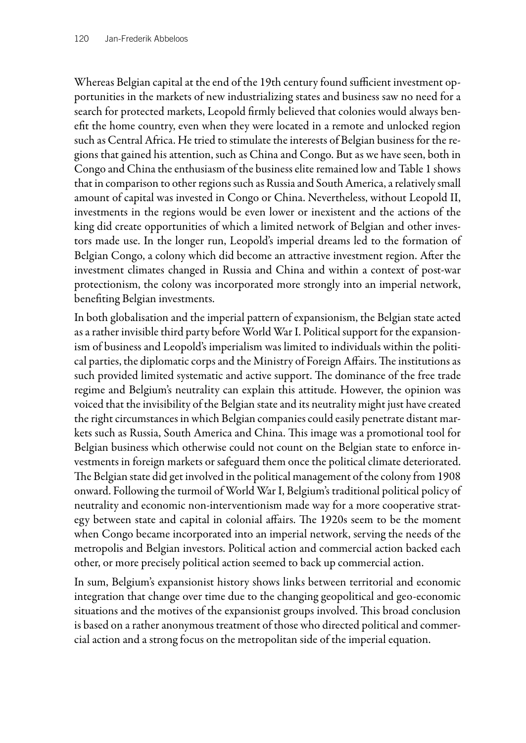Whereas Belgian capital at the end of the 19th century found sufficient investment opportunities in the markets of new industrializing states and business saw no need for a search for protected markets, Leopold firmly believed that colonies would always benefit the home country, even when they were located in a remote and unlocked region such as Central Africa. He tried to stimulate the interests of Belgian business for the regions that gained his attention, such as China and Congo. But as we have seen, both in Congo and China the enthusiasm of the business elite remained low and Table 1 shows that in comparison to other regions such as Russia and South America, a relatively small amount of capital was invested in Congo or China. Nevertheless, without Leopold II, investments in the regions would be even lower or inexistent and the actions of the king did create opportunities of which a limited network of Belgian and other investors made use. In the longer run, Leopold's imperial dreams led to the formation of Belgian Congo, a colony which did become an attractive investment region. After the investment climates changed in Russia and China and within a context of post-war protectionism, the colony was incorporated more strongly into an imperial network, benefiting Belgian investments.

In both globalisation and the imperial pattern of expansionism, the Belgian state acted as a rather invisible third party before World War I. Political support for the expansionism of business and Leopold's imperialism was limited to individuals within the political parties, the diplomatic corps and the Ministry of Foreign Affairs. The institutions as such provided limited systematic and active support. The dominance of the free trade regime and Belgium's neutrality can explain this attitude. However, the opinion was voiced that the invisibility of the Belgian state and its neutrality might just have created the right circumstances in which Belgian companies could easily penetrate distant markets such as Russia, South America and China. This image was a promotional tool for Belgian business which otherwise could not count on the Belgian state to enforce investments in foreign markets or safeguard them once the political climate deteriorated. The Belgian state did get involved in the political management of the colony from 1908 onward. Following the turmoil of World War I, Belgium's traditional political policy of neutrality and economic non-interventionism made way for a more cooperative strategy between state and capital in colonial affairs. The 1920s seem to be the moment when Congo became incorporated into an imperial network, serving the needs of the metropolis and Belgian investors. Political action and commercial action backed each other, or more precisely political action seemed to back up commercial action.

In sum, Belgium's expansionist history shows links between territorial and economic integration that change over time due to the changing geopolitical and geo-economic situations and the motives of the expansionist groups involved. This broad conclusion is based on a rather anonymous treatment of those who directed political and commercial action and a strong focus on the metropolitan side of the imperial equation.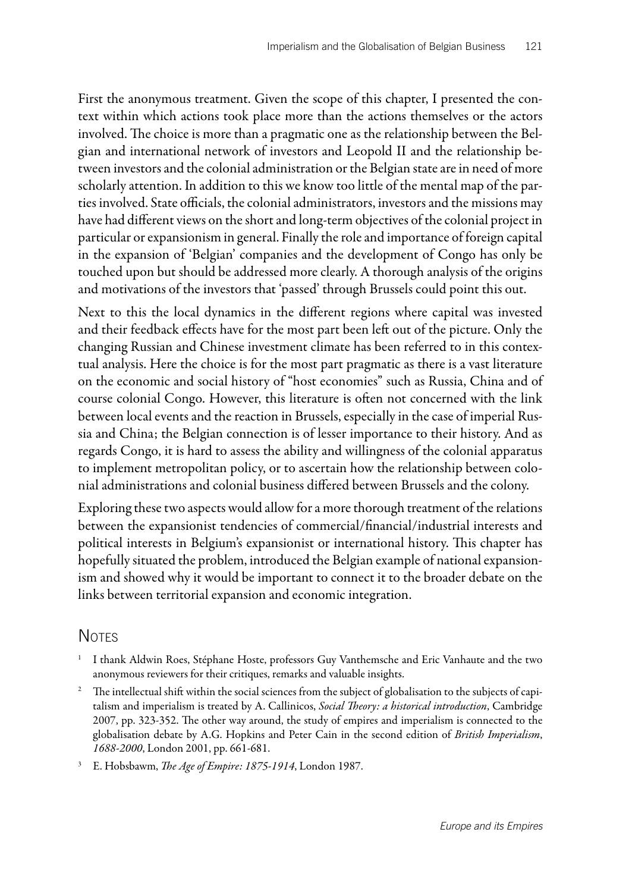First the anonymous treatment. Given the scope of this chapter, I presented the context within which actions took place more than the actions themselves or the actors involved. The choice is more than a pragmatic one as the relationship between the Belgian and international network of investors and Leopold II and the relationship between investors and the colonial administration or the Belgian state are in need of more scholarly attention. In addition to this we know too little of the mental map of the parties involved. State officials, the colonial administrators, investors and the missions may have had different views on the short and long-term objectives of the colonial project in particular or expansionism in general. Finally the role and importance of foreign capital in the expansion of 'Belgian' companies and the development of Congo has only be touched upon but should be addressed more clearly. A thorough analysis of the origins and motivations of the investors that 'passed' through Brussels could point this out.

Next to this the local dynamics in the different regions where capital was invested and their feedback effects have for the most part been left out of the picture. Only the changing Russian and Chinese investment climate has been referred to in this contextual analysis. Here the choice is for the most part pragmatic as there is a vast literature on the economic and social history of "host economies" such as Russia, China and of course colonial Congo. However, this literature is often not concerned with the link between local events and the reaction in Brussels, especially in the case of imperial Russia and China; the Belgian connection is of lesser importance to their history. And as regards Congo, it is hard to assess the ability and willingness of the colonial apparatus to implement metropolitan policy, or to ascertain how the relationship between colonial administrations and colonial business differed between Brussels and the colony.

Exploring these two aspects would allow for a more thorough treatment of the relations between the expansionist tendencies of commercial/financial/industrial interests and political interests in Belgium's expansionist or international history. This chapter has hopefully situated the problem, introduced the Belgian example of national expansionism and showed why it would be important to connect it to the broader debate on the links between territorial expansion and economic integration.

## Notes

1. I thank Aldwin Roes, Stéphane Hoste, professors Guy Vanthemsche and Eric Vanhaute and the two anonymous reviewers for their critiques, remarks and valuable insights.
2. The intellectual shift within the social sciences from the subject of globalisation to the subjects of capitalism and imperialism is treated by A. Callinicos, *Social Theory: a historical introduction*, Cambridge 2007, pp. 323-352. The other way around, the study of empires and imperialism is connected to the globalisation debate by A.G. Hopkins and Peter Cain in the second edition of *British Imperialism, 1688-2000*, London 2001, pp. 661-681.
3. E. Hobsbawm, *The Age of Empire: 1875-1914*, London 1987.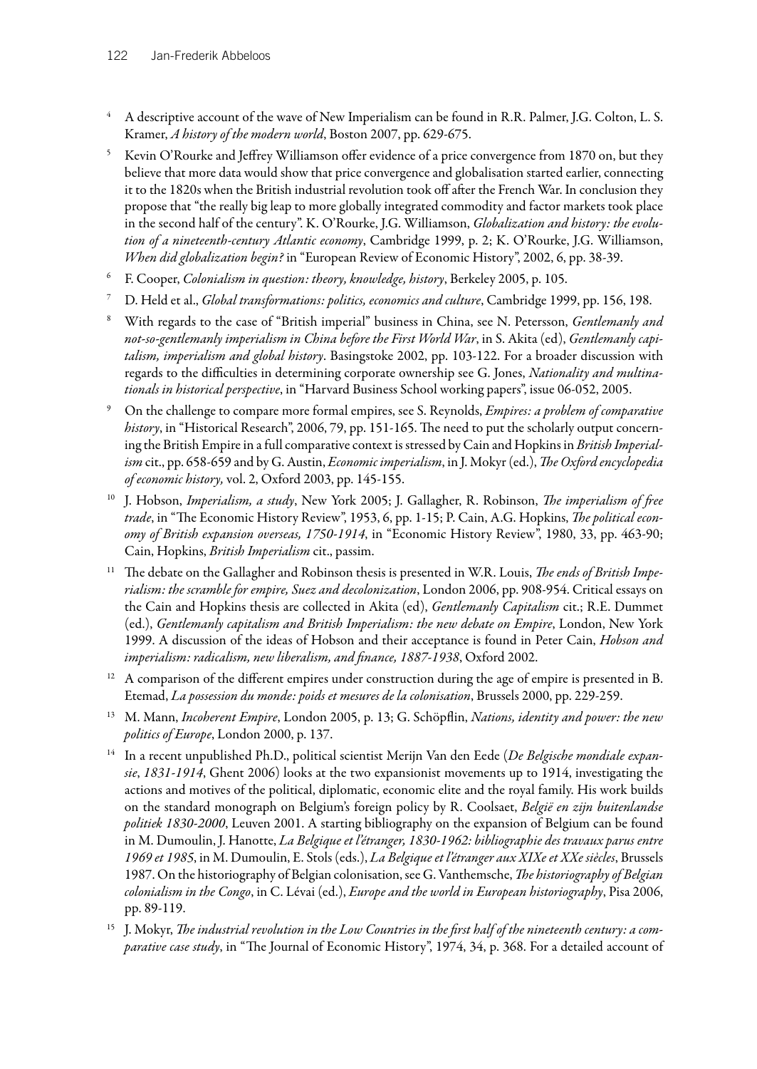4 A descriptive account of the wave of New Imperialism can be found in R.R. Palmer, J.G. Colton, L. S. Kramer, *A history of the modern world*, Boston 2007, pp. 629-675.

5 Kevin O'Rourke and Jeffrey Williamson offer evidence of a price convergence from 1870 on, but they believe that more data would show that price convergence and globalisation started earlier, connecting it to the 1820s when the British industrial revolution took off after the French War. In conclusion they propose that "the really big leap to more globally integrated commodity and factor markets took place in the second half of the century". K. O'Rourke, J.G. Williamson, *Globalization and history: the evolution of a nineteenth-century Atlantic economy*, Cambridge 1999, p. 2; K. O'Rourke, J.G. Williamson, *When did globalization begin?* in "European Review of Economic History", 2002, 6, pp. 38-39.

6 F. Cooper, *Colonialism in question: theory, knowledge, history*, Berkeley 2005, p. 105.

7 D. Held et al., *Global transformations: politics, economics and culture*, Cambridge 1999, pp. 156, 198.

8 With regards to the case of "British imperial" business in China, see N. Petersson, *Gentlemanly and not-so-gentlemanly imperialism in China before the First World War*, in S. Akita (ed), *Gentlemanly capitalism, imperialism and global history*. Basingstoke 2002, pp. 103-122. For a broader discussion with regards to the difficulties in determining corporate ownership see G. Jones, *Nationality and multinationals in historical perspective*, in "Harvard Business School working papers", issue 06-052, 2005.

9 On the challenge to compare more formal empires, see S. Reynolds, *Empires: a problem of comparative history*, in "Historical Research", 2006, 79, pp. 151-165. The need to put the scholarly output concerning the British Empire in a full comparative context is stressed by Cain and Hopkins in *British Imperialism* cit., pp. 658-659 and by G. Austin, *Economic imperialism*, in J. Mokyr (ed.), *The Oxford encyclopedia of economic history,* vol. 2, Oxford 2003, pp. 145-155.

10 J. Hobson, *Imperialism, a study*, New York 2005; J. Gallagher, R. Robinson, *The imperialism of free trade*, in "The Economic History Review", 1953, 6, pp. 1-15; P. Cain, A.G. Hopkins, *The political economy of British expansion overseas, 1750-1914*, in "Economic History Review", 1980, 33, pp. 463-90; Cain, Hopkins, *British Imperialism* cit., passim.

11 The debate on the Gallagher and Robinson thesis is presented in W.R. Louis, *The ends of British Imperialism: the scramble for empire, Suez and decolonization*, London 2006, pp. 908-954. Critical essays on the Cain and Hopkins thesis are collected in Akita (ed), *Gentlemanly Capitalism* cit.; R.E. Dummet (ed.), *Gentlemanly capitalism and British Imperialism: the new debate on Empire*, London, New York 1999. A discussion of the ideas of Hobson and their acceptance is found in Peter Cain, *Hobson and imperialism: radicalism, new liberalism, and finance, 1887-1938*, Oxford 2002.

12 A comparison of the different empires under construction during the age of empire is presented in B. Etemad, *La possession du monde: poids et mesures de la colonisation*, Brussels 2000, pp. 229-259.

13 M. Mann, *Incoherent Empire*, London 2005, p. 13; G. Schöpflin, *Nations, identity and power: the new politics of Europe*, London 2000, p. 137.

14 In a recent unpublished Ph.D., political scientist Merijn Van den Eede (*De Belgische mondiale expansie, 1831-1914*, Ghent 2006) looks at the two expansionist movements up to 1914, investigating the actions and motives of the political, diplomatic, economic elite and the royal family. His work builds on the standard monograph on Belgium's foreign policy by R. Coolsaet, *België en zijn buitenlandse politiek 1830-2000*, Leuven 2001. A starting bibliography on the expansion of Belgium can be found in M. Dumoulin, J. Hanotte, *La Belgique et l'étranger, 1830-1962: bibliographie des travaux parus entre 1969 et 1985*, in M. Dumoulin, E. Stols (eds.), *La Belgique et l'étranger aux XIXe et XXe siècles*, Brussels 1987. On the historiography of Belgian colonisation, see G. Vanthemsche, *The historiography of Belgian colonialism in the Congo*, in C. Lévai (ed.), *Europe and the world in European historiography*, Pisa 2006, pp. 89-119.

15 J. Mokyr, *The industrial revolution in the Low Countries in the first half of the nineteenth century: a comparative case study*, in "The Journal of Economic History", 1974, 34, p. 368. For a detailed account of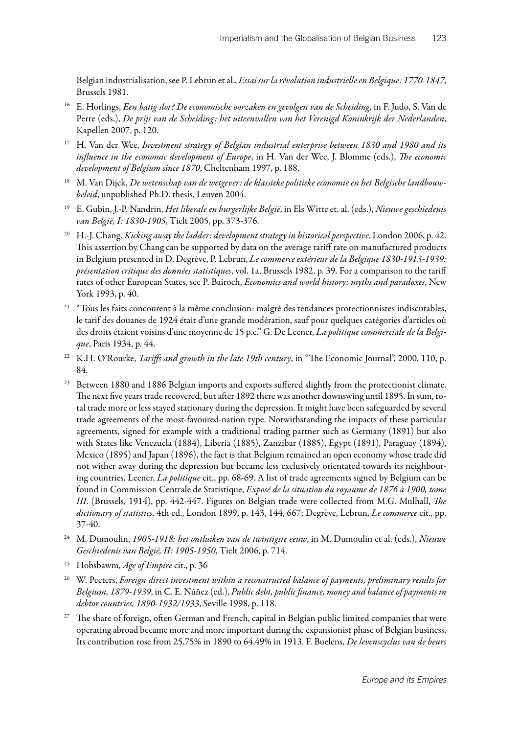Belgian industrialisation, see P. Lebrun et al., *Essai sur la révolution industrielle en Belgique: 1770-1847*, Brussels 1981.

[16] E. Horlings, *Een batig slot? De economische oorzaken en gevolgen van de Scheiding*, in F. Judo, S. Van de Perre (eds.), *De prijs van de Scheiding: het uiteenvallen van het Verenigd Koninkrijk der Nederlanden*, Kapellen 2007, p. 120.

[17] H. Van der Wee, *Investment strategy of Belgian industrial enterprise between 1830 and 1980 and its influence in the economic development of Europe*, in H. Van der Wee, J. Blomme (eds.), *The economic development of Belgium since 1870*, Cheltenham 1997, p. 188.

[18] M. Van Dijck, *De wetenschap van de wetgever: de klassieke politieke economie en het Belgische landbouwbeleid*, unpublished Ph.D. thesis, Leuven 2004.

[19] E. Gubin, J.-P. Nandrin, *Het liberale en burgerlijke België*, in Els Witte et. al. (eds.), *Nieuwe geschiedenis van België, I: 1830-1905*, Tielt 2005, pp. 373-376.

[20] H.-J. Chang, *Kicking away the ladder: development strategy in historical perspective*, London 2006, p. 42. This assertion by Chang can be supported by data on the average tariff rate on manufactured products in Belgium presented in D. Degrève, P. Lebrun, *Le commerce extérieur de la Belgique 1830-1913-1939: présentation critique des données statistiques*, vol. 1a, Brussels 1982, p. 39. For a comparison to the tariff rates of other European States, see P. Bairoch, *Economics and world history: myths and paradoxes*, New York 1993, p. 40.

[21] "Tous les faits concourent à la même conclusion: malgré des tendances protectionnistes indiscutables, le tarif des douanes de 1924 était d'une grande modération, sauf pour quelques catégories d'articles où des droits étaient voisins d'une moyenne de 15 p.c." G. De Leener, *La politique commerciale de la Belgique*, Paris 1934, p. 44.

[22] K.H. O'Rourke, *Tariffs and growth in the late 19th century*, in "The Economic Journal", 2000, 110, p. 84.

[23] Between 1880 and 1886 Belgian imports and exports suffered slightly from the protectionist climate. The next five years trade recovered, but after 1892 there was another downswing until 1895. In sum, total trade more or less stayed stationary during the depression. It might have been safeguarded by several trade agreements of the most-favoured-nation type. Notwithstanding the impacts of these particular agreements, signed for example with a traditional trading partner such as Germany (1891) but also with States like Venezuela (1884), Liberia (1885), Zanzibar (1885), Egypt (1891), Paraguay (1894), Mexico (1895) and Japan (1896), the fact is that Belgium remained an open economy whose trade did not wither away during the depression but became less exclusively orientated towards its neighbouring countries. Leener, *La politique* cit., pp. 68-69. A list of trade agreements signed by Belgium can be found in Commission Centrale de Statistique, *Exposé de la situation du royaume de 1876 à 1900, tome III*. (Brussels, 1914), pp. 442-447. Figures on Belgian trade were collected from M.G. Mulhall, *The dictionary of statistics*. 4th ed., London 1899, p. 143, 144, 667; Degrève, Lebrun, *Le commerce* cit., pp. 37-40.

[24] M. Dumoulin, *1905-1918: het ontluiken van de twintigste eeuw*, in M. Dumoulin et al. (eds.), *Nieuwe Geschiedenis van België, II: 1905-1950*, Tielt 2006, p. 714.

[25] Hobsbawm, *Age of Empire* cit., p. 36

[26] W. Peeters, *Foreign direct investment within a reconstructed balance of payments, preliminary results for Belgium, 1879-1939*, in C. E. Núñez (ed.), *Public debt, public finance, money and balance of payments in debtor countries, 1890-1932/1933*, Seville 1998, p. 118.

[27] The share of foreign, often German and French, capital in Belgian public limited companies that were operating abroad became more and more important during the expansionist phase of Belgian business. Its contribution rose from 25,75% in 1890 to 64,49% in 1913. F. Buelens, *De levenscyclus van de beurs*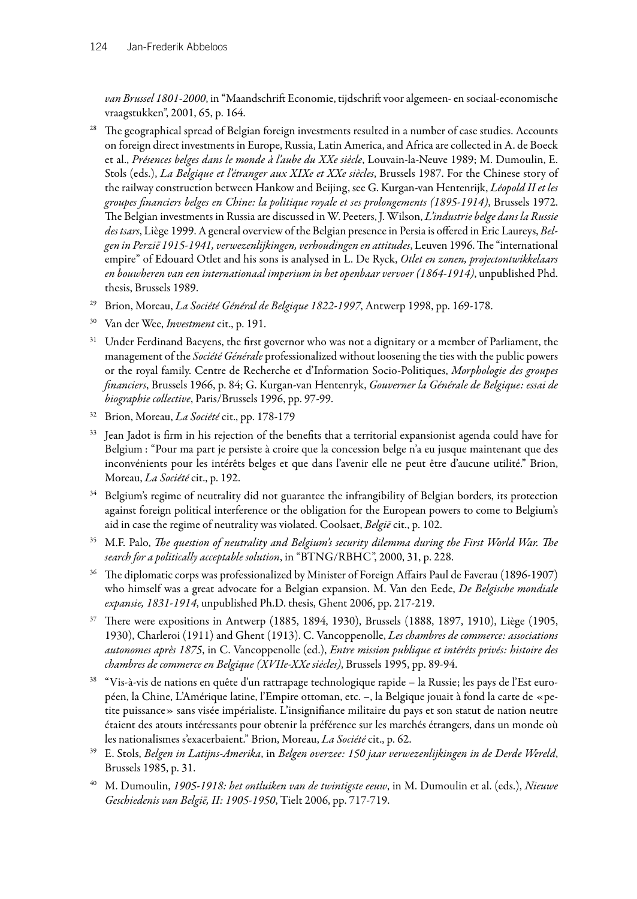*van Brussel 1801-2000*, in "Maandschrift Economie, tijdschrift voor algemeen- en sociaal-economische vraagstukken", 2001, 65, p. 164.

[28] The geographical spread of Belgian foreign investments resulted in a number of case studies. Accounts on foreign direct investments in Europe, Russia, Latin America, and Africa are collected in A. de Boeck et al., *Présences belges dans le monde à l'aube du XXe siècle*, Louvain-la-Neuve 1989; M. Dumoulin, E. Stols (eds.), *La Belgique et l'étranger aux XIXe et XXe siècles*, Brussels 1987. For the Chinese story of the railway construction between Hankow and Beijing, see G. Kurgan-van Hentenrijk, *Léopold II et les groupes financiers belges en Chine: la politique royale et ses prolongements (1895-1914)*, Brussels 1972. The Belgian investments in Russia are discussed in W. Peeters, J. Wilson, *L'industrie belge dans la Russie des tsars*, Liège 1999. A general overview of the Belgian presence in Persia is offered in Eric Laureys, *Belgen in Perzië 1915-1941, verwezenlijkingen, verhoudingen en attitudes*, Leuven 1996. The "international empire" of Edouard Otlet and his sons is analysed in L. De Ryck, *Otlet en zonen, projectontwikkelaars en bouwheren van een internationaal imperium in het openbaar vervoer (1864-1914)*, unpublished Phd. thesis, Brussels 1989.

[29] Brion, Moreau, *La Société Général de Belgique 1822-1997*, Antwerp 1998, pp. 169-178.

[30] Van der Wee, *Investment* cit., p. 191.

[31] Under Ferdinand Baeyens, the first governor who was not a dignitary or a member of Parliament, the management of the *Société Générale* professionalized without loosening the ties with the public powers or the royal family. Centre de Recherche et d'Information Socio-Politiques, *Morphologie des groupes financiers*, Brussels 1966, p. 84; G. Kurgan-van Hentenryk, *Gouverner la Générale de Belgique: essai de biographie collective*, Paris/Brussels 1996, pp. 97-99.

[32] Brion, Moreau, *La Société* cit., pp. 178-179

[33] Jean Jadot is firm in his rejection of the benefits that a territorial expansionist agenda could have for Belgium : "Pour ma part je persiste à croire que la concession belge n'a eu jusque maintenant que des inconvénients pour les intérêts belges et que dans l'avenir elle ne peut être d'aucune utilité." Brion, Moreau, *La Société* cit., p. 192.

[34] Belgium's regime of neutrality did not guarantee the infrangibility of Belgian borders, its protection against foreign political interference or the obligation for the European powers to come to Belgium's aid in case the regime of neutrality was violated. Coolsaet, *België* cit., p. 102.

[35] M.F. Palo, *The question of neutrality and Belgium's security dilemma during the First World War. The search for a politically acceptable solution*, in "BTNG/RBHC", 2000, 31, p. 228.

[36] The diplomatic corps was professionalized by Minister of Foreign Affairs Paul de Faverau (1896-1907) who himself was a great advocate for a Belgian expansion. M. Van den Eede, *De Belgische mondiale expansie, 1831-1914*, unpublished Ph.D. thesis, Ghent 2006, pp. 217-219.

[37] There were expositions in Antwerp (1885, 1894, 1930), Brussels (1888, 1897, 1910), Liège (1905, 1930), Charleroi (1911) and Ghent (1913). C. Vancoppenolle, *Les chambres de commerce: associations autonomes après 1875*, in C. Vancoppenolle (ed.), *Entre mission publique et intérêts privés: histoire des chambres de commerce en Belgique (XVIIe-XXe siècles)*, Brussels 1995, pp. 89-94.

[38] "Vis-à-vis de nations en quête d'un rattrapage technologique rapide – la Russie; les pays de l'Est européen, la Chine, L'Amérique latine, l'Empire ottoman, etc. –, la Belgique jouait à fond la carte de «petite puissance» sans visée impérialiste. L'insignifiance militaire du pays et son statut de nation neutre étaient des atouts intéressants pour obtenir la préférence sur les marchés étrangers, dans un monde où les nationalismes s'exacerbaient." Brion, Moreau, *La Société* cit., p. 62.

[39] E. Stols, *Belgen in Latijns-Amerika*, in *Belgen overzee: 150 jaar verwezenlijkingen in de Derde Wereld*, Brussels 1985, p. 31.

[40] M. Dumoulin, *1905-1918: het ontluiken van de twintigste eeuw*, in M. Dumoulin et al. (eds.), *Nieuwe Geschiedenis van België, II: 1905-1950*, Tielt 2006, pp. 717-719.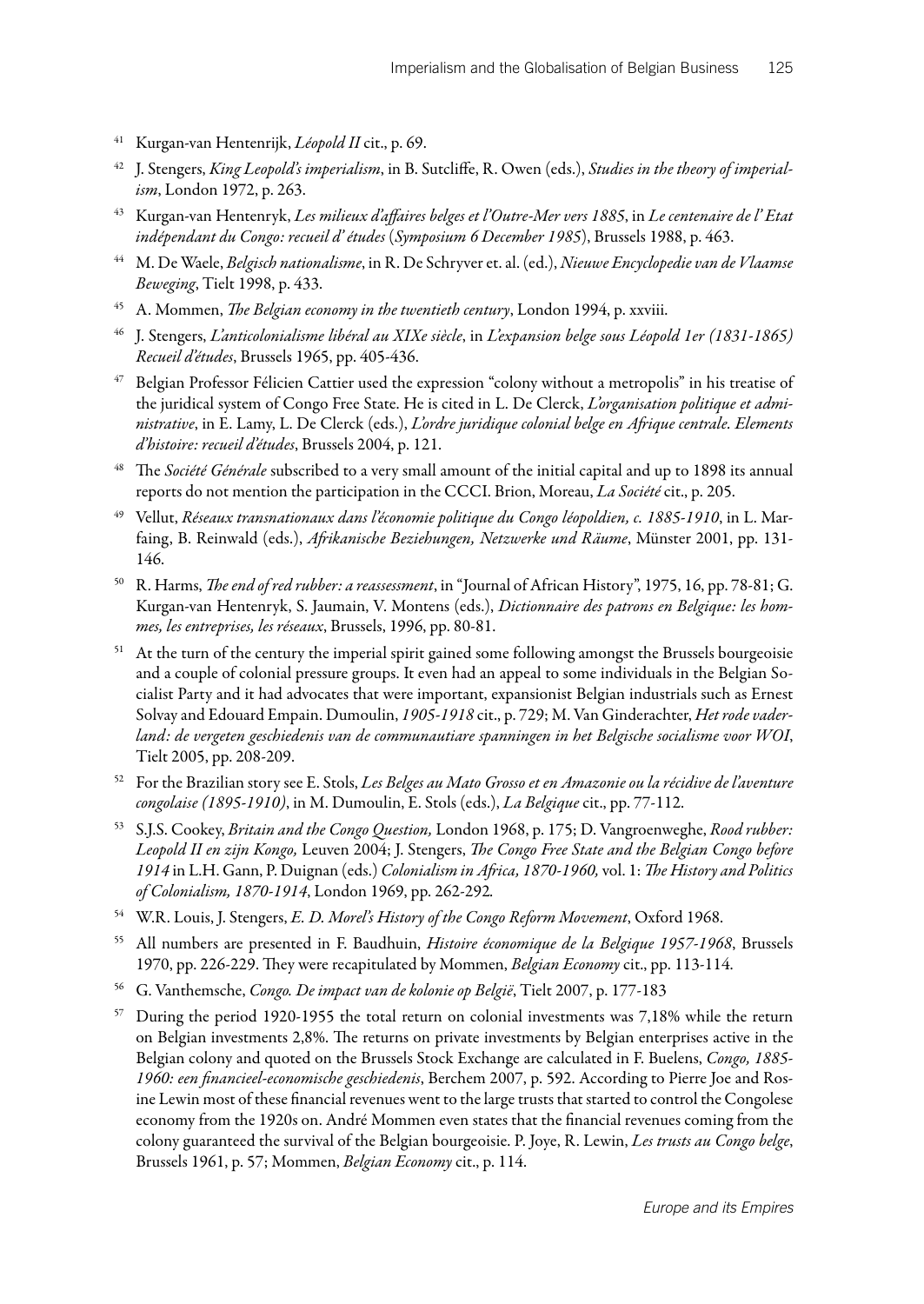[41] Kurgan-van Hentenrijk, *Léopold II* cit., p. 69.

[42] J. Stengers, *King Leopold's imperialism*, in B. Sutcliffe, R. Owen (eds.), *Studies in the theory of imperialism*, London 1972, p. 263.

[43] Kurgan-van Hentenryk, *Les milieux d'affaires belges et l'Outre-Mer vers 1885*, in *Le centenaire de l' Etat indépendant du Congo: recueil d' études* (*Symposium 6 December 1985*), Brussels 1988, p. 463.

[44] M. De Waele, *Belgisch nationalisme*, in R. De Schryver et. al. (ed.), *Nieuwe Encyclopedie van de Vlaamse Beweging*, Tielt 1998, p. 433.

[45] A. Mommen, *The Belgian economy in the twentieth century*, London 1994, p. xxviii.

[46] J. Stengers, *L'anticolonialisme libéral au XIXe siècle*, in *L'expansion belge sous Léopold 1er (1831-1865) Recueil d'études*, Brussels 1965, pp. 405-436.

[47] Belgian Professor Félicien Cattier used the expression "colony without a metropolis" in his treatise of the juridical system of Congo Free State. He is cited in L. De Clerck, *L'organisation politique et administrative*, in E. Lamy, L. De Clerck (eds.), *L'ordre juridique colonial belge en Afrique centrale. Elements d'histoire: recueil d'études*, Brussels 2004, p. 121.

[48] The *Société Générale* subscribed to a very small amount of the initial capital and up to 1898 its annual reports do not mention the participation in the CCCI. Brion, Moreau, *La Société* cit., p. 205.

[49] Vellut, *Réseaux transnationaux dans l'économie politique du Congo léopoldien, c. 1885-1910*, in L. Marfaing, B. Reinwald (eds.), *Afrikanische Beziehungen, Netzwerke und Räume*, Münster 2001, pp. 131-146.

[50] R. Harms, *The end of red rubber: a reassessment*, in "Journal of African History", 1975, 16, pp. 78-81; G. Kurgan-van Hentenryk, S. Jaumain, V. Montens (eds.), *Dictionnaire des patrons en Belgique: les hommes, les entreprises, les réseaux*, Brussels, 1996, pp. 80-81.

[51] At the turn of the century the imperial spirit gained some following amongst the Brussels bourgeoisie and a couple of colonial pressure groups. It even had an appeal to some individuals in the Belgian Socialist Party and it had advocates that were important, expansionist Belgian industrials such as Ernest Solvay and Edouard Empain. Dumoulin, *1905-1918* cit., p. 729; M. Van Ginderachter, *Het rode vaderland: de vergeten geschiedenis van de communautiare spanningen in het Belgische socialisme voor WOI*, Tielt 2005, pp. 208-209.

[52] For the Brazilian story see E. Stols, *Les Belges au Mato Grosso et en Amazonie ou la récidive de l'aventure congolaise (1895-1910)*, in M. Dumoulin, E. Stols (eds.), *La Belgique* cit., pp. 77-112.

[53] S.J.S. Cookey, *Britain and the Congo Question,* London 1968, p. 175; D. Vangroenweghe, *Rood rubber: Leopold II en zijn Kongo,* Leuven 2004; J. Stengers, *The Congo Free State and the Belgian Congo before 1914* in L.H. Gann, P. Duignan (eds.) *Colonialism in Africa, 1870-1960,* vol. 1: *The History and Politics of Colonialism, 1870-1914*, London 1969, pp. 262-292.

[54] W.R. Louis, J. Stengers, *E. D. Morel's History of the Congo Reform Movement*, Oxford 1968.

[55] All numbers are presented in F. Baudhuin, *Histoire économique de la Belgique 1957-1968*, Brussels 1970, pp. 226-229. They were recapitulated by Mommen, *Belgian Economy* cit., pp. 113-114.

[56] G. Vanthemsche, *Congo. De impact van de kolonie op België*, Tielt 2007, p. 177-183

[57] During the period 1920-1955 the total return on colonial investments was 7,18% while the return on Belgian investments 2,8%. The returns on private investments by Belgian enterprises active in the Belgian colony and quoted on the Brussels Stock Exchange are calculated in F. Buelens, *Congo, 1885-1960: een financieel-economische geschiedenis*, Berchem 2007, p. 592. According to Pierre Joe and Rosine Lewin most of these financial revenues went to the large trusts that started to control the Congolese economy from the 1920s on. André Mommen even states that the financial revenues coming from the colony guaranteed the survival of the Belgian bourgeoisie. P. Joye, R. Lewin, *Les trusts au Congo belge*, Brussels 1961, p. 57; Mommen, *Belgian Economy* cit., p. 114.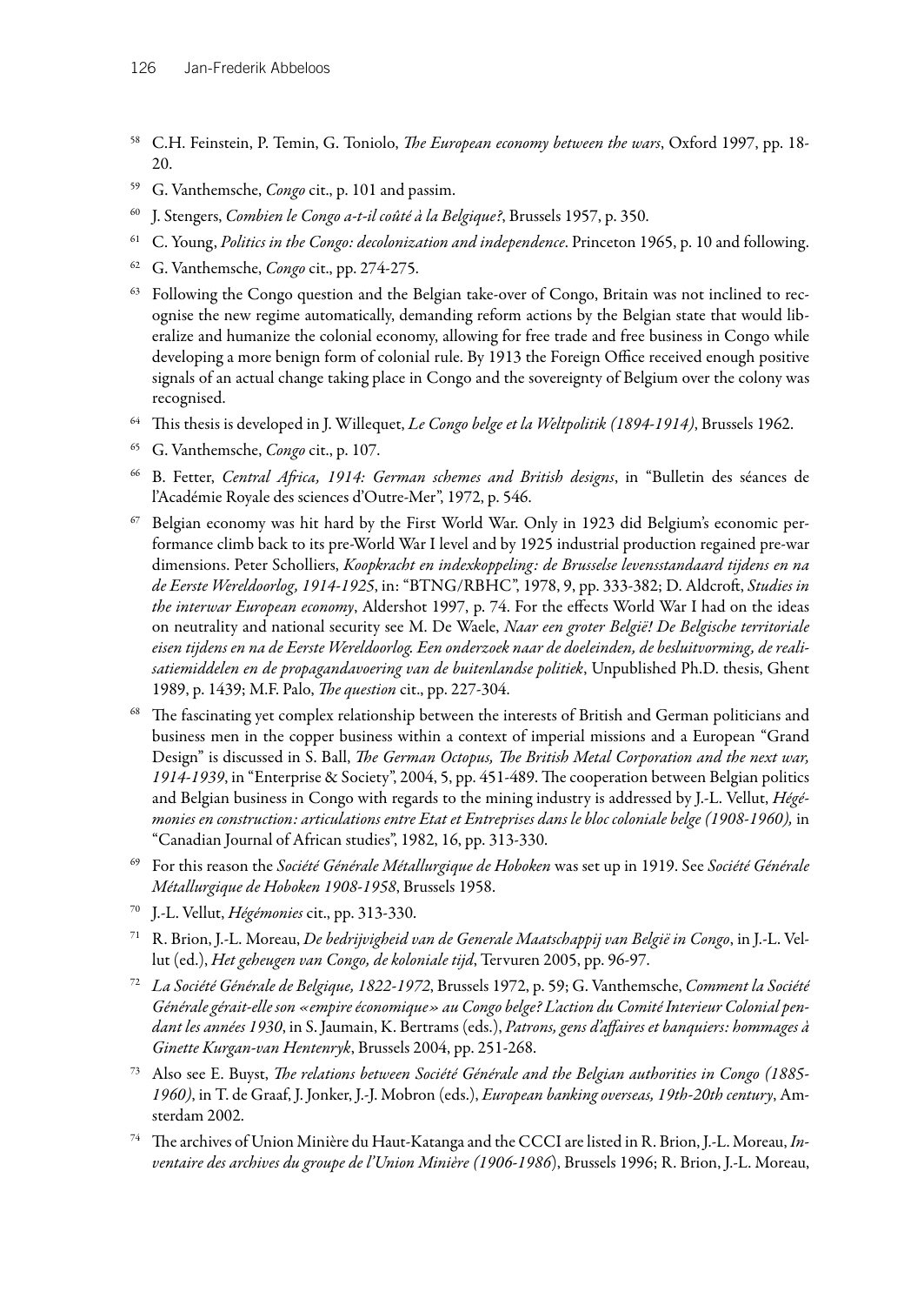[58] C.H. Feinstein, P. Temin, G. Toniolo, *The European economy between the wars*, Oxford 1997, pp. 18-20.

[59] G. Vanthemsche, *Congo* cit., p. 101 and passim.

[60] J. Stengers, *Combien le Congo a-t-il coûté à la Belgique?*, Brussels 1957, p. 350.

[61] C. Young, *Politics in the Congo: decolonization and independence*. Princeton 1965, p. 10 and following.

[62] G. Vanthemsche, *Congo* cit., pp. 274-275.

[63] Following the Congo question and the Belgian take-over of Congo, Britain was not inclined to recognise the new regime automatically, demanding reform actions by the Belgian state that would liberalize and humanize the colonial economy, allowing for free trade and free business in Congo while developing a more benign form of colonial rule. By 1913 the Foreign Office received enough positive signals of an actual change taking place in Congo and the sovereignty of Belgium over the colony was recognised.

[64] This thesis is developed in J. Willequet, *Le Congo belge et la Weltpolitik (1894-1914)*, Brussels 1962.

[65] G. Vanthemsche, *Congo* cit., p. 107.

[66] B. Fetter, *Central Africa, 1914: German schemes and British designs*, in "Bulletin des séances de l'Académie Royale des sciences d'Outre-Mer", 1972, p. 546.

[67] Belgian economy was hit hard by the First World War. Only in 1923 did Belgium's economic performance climb back to its pre-World War I level and by 1925 industrial production regained pre-war dimensions. Peter Scholliers, *Koopkracht en indexkoppeling: de Brusselse levensstandaard tijdens en na de Eerste Wereldoorlog, 1914-1925*, in: "BTNG/RBHC", 1978, 9, pp. 333-382; D. Aldcroft, *Studies in the interwar European economy*, Aldershot 1997, p. 74. For the effects World War I had on the ideas on neutrality and national security see M. De Waele, *Naar een groter België! De Belgische territoriale eisen tijdens en na de Eerste Wereldoorlog. Een onderzoek naar de doeleinden, de besluitvorming, de realisatiemiddelen en de propagandavoering van de buitenlandse politiek*, Unpublished Ph.D. thesis, Ghent 1989, p. 1439; M.F. Palo, *The question* cit., pp. 227-304.

[68] The fascinating yet complex relationship between the interests of British and German politicians and business men in the copper business within a context of imperial missions and a European "Grand Design" is discussed in S. Ball, *The German Octopus, The British Metal Corporation and the next war, 1914-1939*, in "Enterprise & Society", 2004, 5, pp. 451-489. The cooperation between Belgian politics and Belgian business in Congo with regards to the mining industry is addressed by J.-L. Vellut, *Hégémonies en construction: articulations entre Etat et Entreprises dans le bloc coloniale belge (1908-1960),* in "Canadian Journal of African studies", 1982, 16, pp. 313-330.

[69] For this reason the *Société Générale Métallurgique de Hoboken* was set up in 1919. See *Société Générale Métallurgique de Hoboken 1908-1958*, Brussels 1958.

[70] J.-L. Vellut, *Hégémonies* cit., pp. 313-330.

[71] R. Brion, J.-L. Moreau, *De bedrijvigheid van de Generale Maatschappij van België in Congo*, in J.-L. Vellut (ed.), *Het geheugen van Congo, de koloniale tijd*, Tervuren 2005, pp. 96-97.

[72] *La Société Générale de Belgique, 1822-1972*, Brussels 1972, p. 59; G. Vanthemsche, *Comment la Société Générale gérait-elle son «empire économique» au Congo belge? L'action du Comité Interieur Colonial pendant les années 1930*, in S. Jaumain, K. Bertrams (eds.), *Patrons, gens d'affaires et banquiers: hommages à Ginette Kurgan-van Hentenryk*, Brussels 2004, pp. 251-268.

[73] Also see E. Buyst, *The relations between Société Générale and the Belgian authorities in Congo (1885-1960)*, in T. de Graaf, J. Jonker, J.-J. Mobron (eds.), *European banking overseas, 19th-20th century*, Amsterdam 2002.

[74] The archives of Union Minière du Haut-Katanga and the CCCI are listed in R. Brion, J.-L. Moreau, *Inventaire des archives du groupe de l'Union Minière (1906-1986*), Brussels 1996; R. Brion, J.-L. Moreau,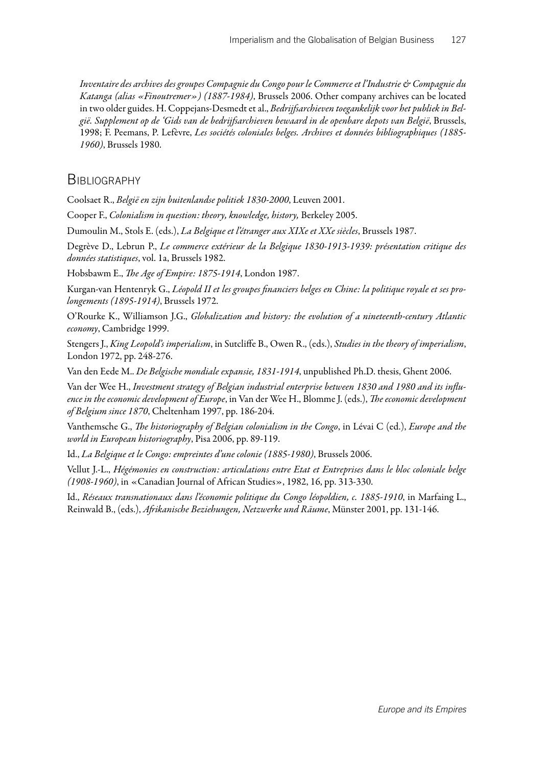*Inventaire des archives des groupes Compagnie du Congo pour le Commerce et l'Industrie & Compagnie du Katanga (alias «Finoutremer») (1887-1984)*, Brussels 2006. Other company archives can be located in two older guides. H. Coppejans-Desmedt et al., *Bedrijfsarchieven toegankelijk voor het publiek in België. Supplement op de 'Gids van de bedrijfsarchieven bewaard in de openbare depots van België*, Brussels, 1998; F. Peemans, P. Lefèvre, *Les sociétés coloniales belges. Archives et données bibliographiques (1885-1960)*, Brussels 1980.

## Bibliography

Coolsaet R., *België en zijn buitenlandse politiek 1830-2000*, Leuven 2001.

Cooper F., *Colonialism in question: theory, knowledge, history,* Berkeley 2005.

Dumoulin M., Stols E. (eds.), *La Belgique et l'étranger aux XIXe et XXe siècles*, Brussels 1987.

Degrève D., Lebrun P., *Le commerce extérieur de la Belgique 1830-1913-1939: présentation critique des données statistiques*, vol. 1a, Brussels 1982.

Hobsbawm E., *The Age of Empire: 1875-1914*, London 1987.

Kurgan-van Hentenryk G., *Léopold II et les groupes financiers belges en Chine: la politique royale et ses prolongements (1895-1914)*, Brussels 1972.

O'Rourke K., Williamson J.G., *Globalization and history: the evolution of a nineteenth-century Atlantic economy*, Cambridge 1999.

Stengers J., *King Leopold's imperialism*, in Sutcliffe B., Owen R., (eds.), *Studies in the theory of imperialism*, London 1972, pp. 248-276.

Van den Eede M.. *De Belgische mondiale expansie, 1831-1914*, unpublished Ph.D. thesis, Ghent 2006.

Van der Wee H., *Investment strategy of Belgian industrial enterprise between 1830 and 1980 and its influence in the economic development of Europe*, in Van der Wee H., Blomme J. (eds.), *The economic development of Belgium since 1870*, Cheltenham 1997, pp. 186-204.

Vanthemsche G., *The historiography of Belgian colonialism in the Congo*, in Lévai C (ed.), *Europe and the world in European historiography*, Pisa 2006, pp. 89-119.

Id., *La Belgique et le Congo: empreintes d'une colonie (1885-1980)*, Brussels 2006.

Vellut J.-L., *Hégémonies en construction: articulations entre Etat et Entreprises dans le bloc coloniale belge (1908-1960)*, in «Canadian Journal of African Studies», 1982, 16, pp. 313-330.

Id., *Réseaux transnationaux dans l'économie politique du Congo léopoldien, c. 1885-1910*, in Marfaing L., Reinwald B., (eds.), *Afrikanische Beziehungen, Netzwerke und Räume*, Münster 2001, pp. 131-146.